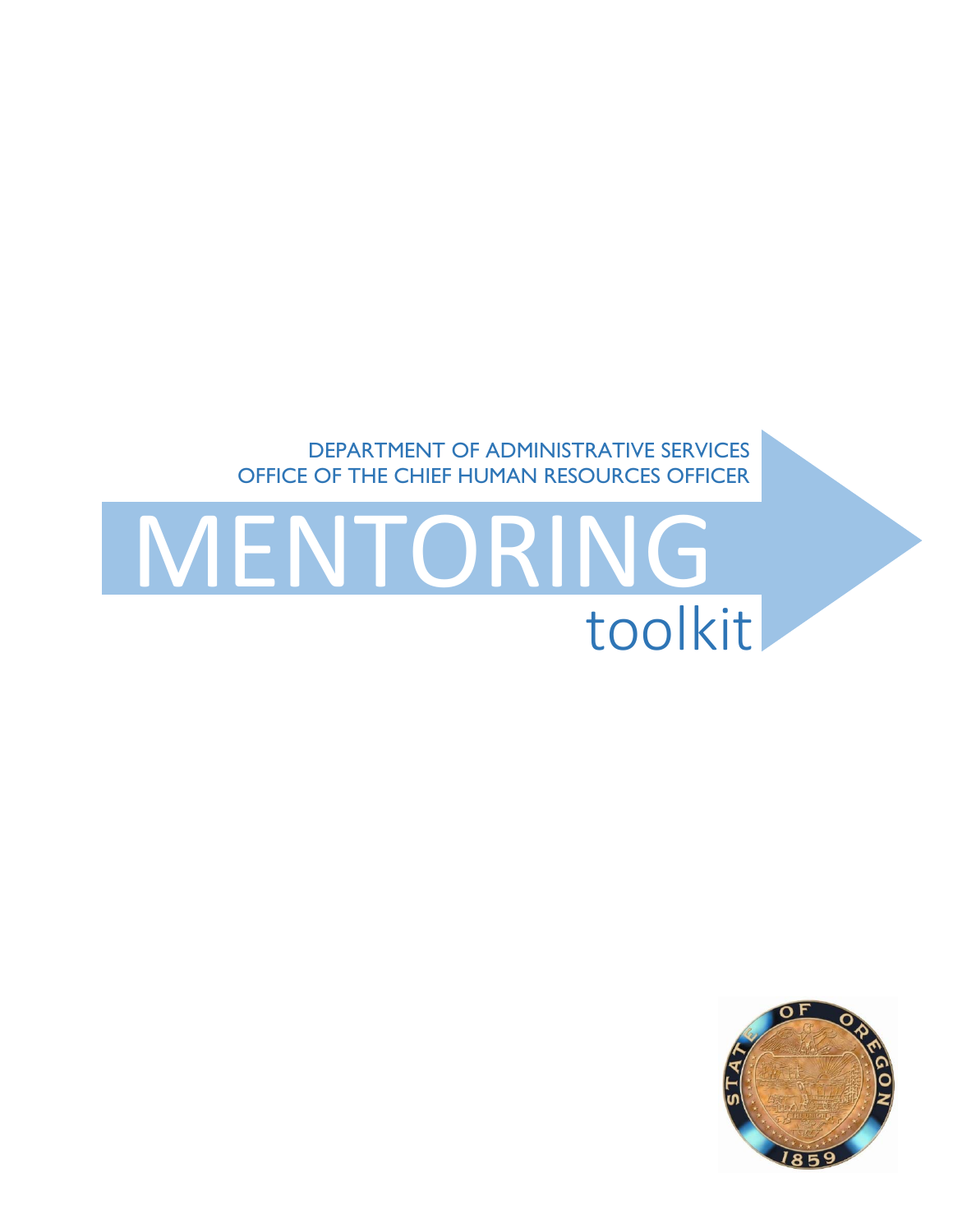DEPARTMENT OF ADMINISTRATIVE SERVICES
OFFICE OF THE CHIEF HUMAN RESOURCES OFFICER

# MENTORING

toolkit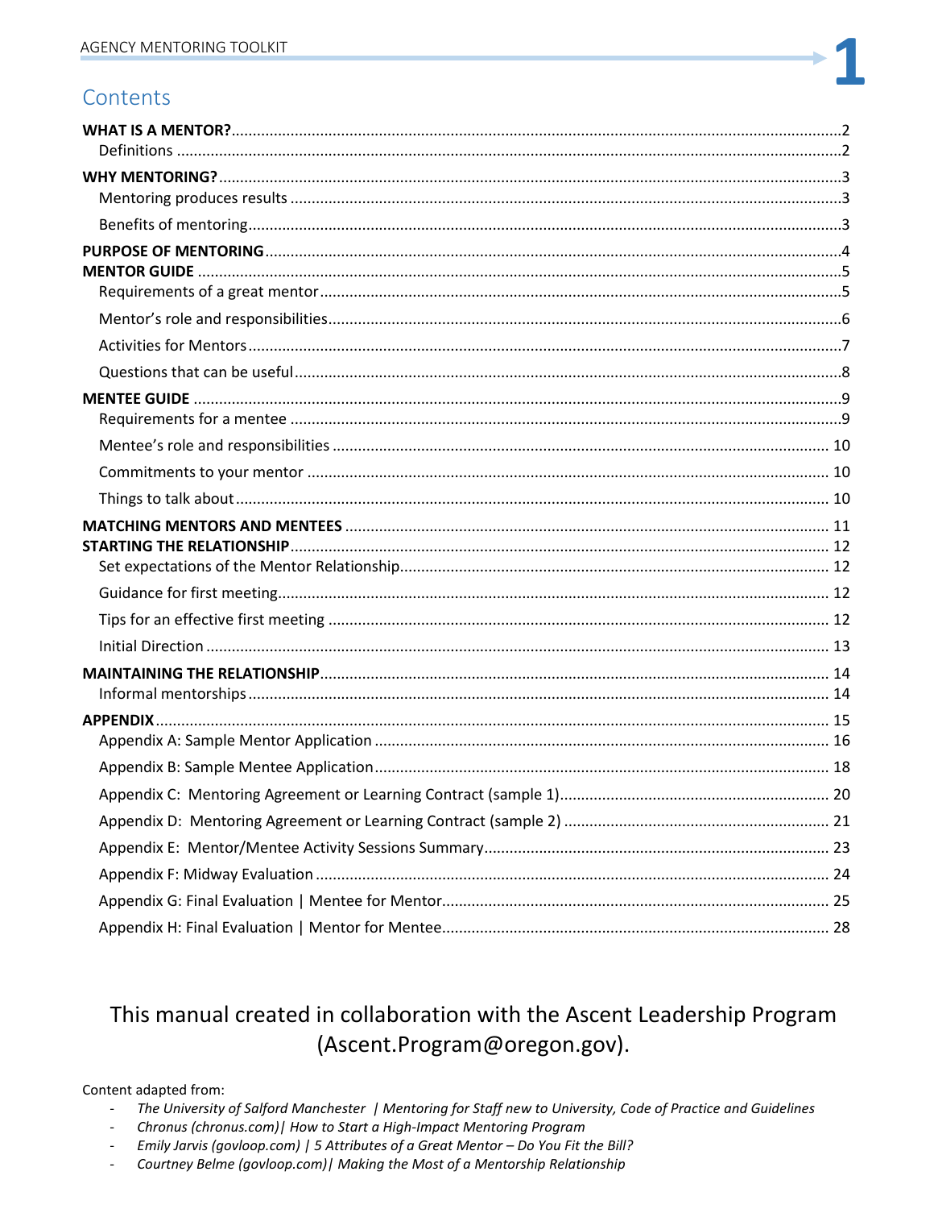## Contents

**WHAT IS A MENTOR?** ....................................................................................................................2
- Definitions ....................................................................................................................2

**WHY MENTORING?** ....................................................................................................................3
- Mentoring produces results ....................................................................................................................3
- Benefits of mentoring....................................................................................................................3

**PURPOSE OF MENTORING**....................................................................................................................4

**MENTOR GUIDE** ....................................................................................................................5
- Requirements of a great mentor....................................................................................................................5
- Mentor's role and responsibilities....................................................................................................................6
- Activities for Mentors....................................................................................................................7
- Questions that can be useful....................................................................................................................8

**MENTEE GUIDE** ....................................................................................................................9
- Requirements for a mentee ....................................................................................................................9
- Mentee's role and responsibilities .................................................................................................... 10
- Commitments to your mentor .................................................................................................... 10
- Things to talk about.................................................................................................... 10

**MATCHING MENTORS AND MENTEES** .................................................................................................... 11

**STARTING THE RELATIONSHIP**.................................................................................................... 12
- Set expectations of the Mentor Relationship.................................................................................................... 12
- Guidance for first meeting.................................................................................................... 12
- Tips for an effective first meeting .................................................................................................... 12
- Initial Direction .................................................................................................... 13

**MAINTAINING THE RELATIONSHIP**.................................................................................................... 14
- Informal mentorships.................................................................................................... 14

**APPENDIX**.................................................................................................... 15
- Appendix A: Sample Mentor Application .................................................................................................... 16
- Appendix B: Sample Mentee Application.................................................................................................... 18
- Appendix C: Mentoring Agreement or Learning Contract (sample 1).................................................................................................... 20
- Appendix D: Mentoring Agreement or Learning Contract (sample 2) .................................................................................................... 21
- Appendix E: Mentor/Mentee Activity Sessions Summary.................................................................................................... 23
- Appendix F: Midway Evaluation .................................................................................................... 24
- Appendix G: Final Evaluation | Mentee for Mentor.................................................................................................... 25
- Appendix H: Final Evaluation | Mentor for Mentee.................................................................................................... 28

This manual created in collaboration with the Ascent Leadership Program (Ascent.Program@oregon.gov).

Content adapted from:
- *The University of Salford Manchester | Mentoring for Staff new to University, Code of Practice and Guidelines*
- *Chronus (chronus.com)| How to Start a High-Impact Mentoring Program*
- *Emily Jarvis (govloop.com) | 5 Attributes of a Great Mentor – Do You Fit the Bill?*
- *Courtney Belme (govloop.com)| Making the Most of a Mentorship Relationship*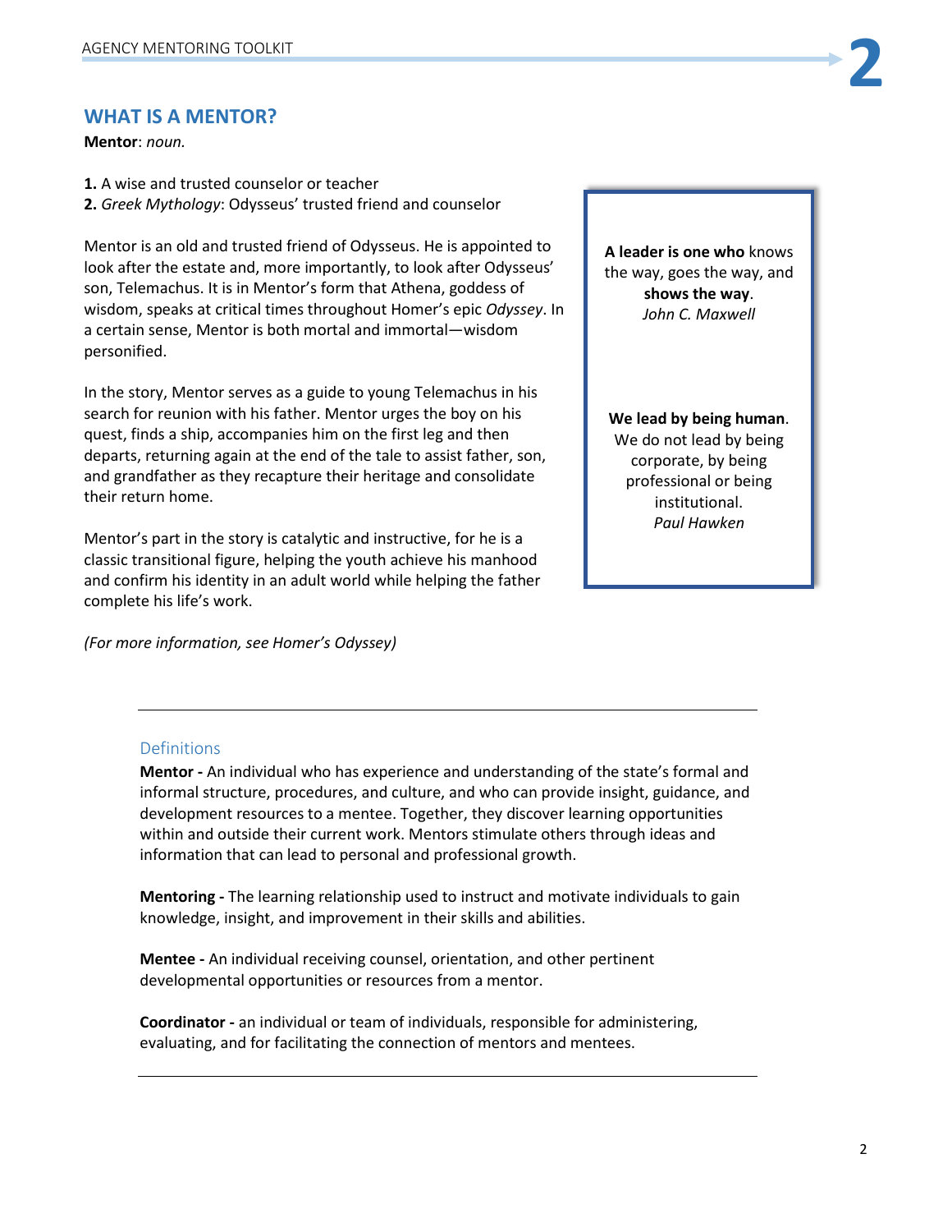## WHAT IS A MENTOR?

**Mentor**: *noun.*

**1.** A wise and trusted counselor or teacher
**2.** *Greek Mythology*: Odysseus' trusted friend and counselor

Mentor is an old and trusted friend of Odysseus. He is appointed to look after the estate and, more importantly, to look after Odysseus' son, Telemachus. It is in Mentor's form that Athena, goddess of wisdom, speaks at critical times throughout Homer's epic *Odyssey*. In a certain sense, Mentor is both mortal and immortal—wisdom personified.

In the story, Mentor serves as a guide to young Telemachus in his search for reunion with his father. Mentor urges the boy on his quest, finds a ship, accompanies him on the first leg and then departs, returning again at the end of the tale to assist father, son, and grandfather as they recapture their heritage and consolidate their return home.

Mentor's part in the story is catalytic and instructive, for he is a classic transitional figure, helping the youth achieve his manhood and confirm his identity in an adult world while helping the father complete his life's work.

*(For more information, see Homer's Odyssey)*

> **A leader is one who** knows the way, goes the way, and **shows the way**.
> *John C. Maxwell*
>
> **We lead by being human**. We do not lead by being corporate, by being professional or being institutional.
> *Paul Hawken*

---

### Definitions

**Mentor -** An individual who has experience and understanding of the state's formal and informal structure, procedures, and culture, and who can provide insight, guidance, and development resources to a mentee. Together, they discover learning opportunities within and outside their current work. Mentors stimulate others through ideas and information that can lead to personal and professional growth.

**Mentoring -** The learning relationship used to instruct and motivate individuals to gain knowledge, insight, and improvement in their skills and abilities.

**Mentee -** An individual receiving counsel, orientation, and other pertinent developmental opportunities or resources from a mentor.

**Coordinator -** an individual or team of individuals, responsible for administering, evaluating, and for facilitating the connection of mentors and mentees.

---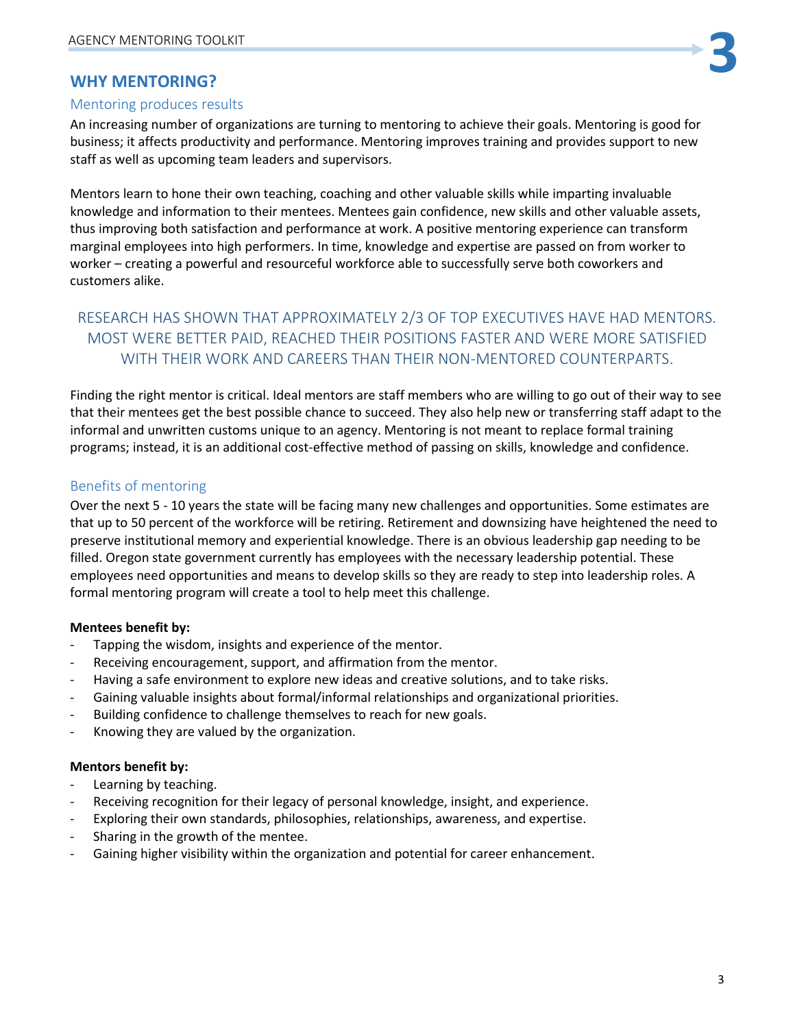## WHY MENTORING?

### Mentoring produces results

An increasing number of organizations are turning to mentoring to achieve their goals. Mentoring is good for business; it affects productivity and performance. Mentoring improves training and provides support to new staff as well as upcoming team leaders and supervisors.

Mentors learn to hone their own teaching, coaching and other valuable skills while imparting invaluable knowledge and information to their mentees. Mentees gain confidence, new skills and other valuable assets, thus improving both satisfaction and performance at work. A positive mentoring experience can transform marginal employees into high performers. In time, knowledge and expertise are passed on from worker to worker – creating a powerful and resourceful workforce able to successfully serve both coworkers and customers alike.

RESEARCH HAS SHOWN THAT APPROXIMATELY 2/3 OF TOP EXECUTIVES HAVE HAD MENTORS. MOST WERE BETTER PAID, REACHED THEIR POSITIONS FASTER AND WERE MORE SATISFIED WITH THEIR WORK AND CAREERS THAN THEIR NON-MENTORED COUNTERPARTS.

Finding the right mentor is critical. Ideal mentors are staff members who are willing to go out of their way to see that their mentees get the best possible chance to succeed. They also help new or transferring staff adapt to the informal and unwritten customs unique to an agency. Mentoring is not meant to replace formal training programs; instead, it is an additional cost-effective method of passing on skills, knowledge and confidence.

### Benefits of mentoring

Over the next 5 - 10 years the state will be facing many new challenges and opportunities. Some estimates are that up to 50 percent of the workforce will be retiring. Retirement and downsizing have heightened the need to preserve institutional memory and experiential knowledge. There is an obvious leadership gap needing to be filled. Oregon state government currently has employees with the necessary leadership potential. These employees need opportunities and means to develop skills so they are ready to step into leadership roles. A formal mentoring program will create a tool to help meet this challenge.

**Mentees benefit by:**

- Tapping the wisdom, insights and experience of the mentor.
- Receiving encouragement, support, and affirmation from the mentor.
- Having a safe environment to explore new ideas and creative solutions, and to take risks.
- Gaining valuable insights about formal/informal relationships and organizational priorities.
- Building confidence to challenge themselves to reach for new goals.
- Knowing they are valued by the organization.

**Mentors benefit by:**

- Learning by teaching.
- Receiving recognition for their legacy of personal knowledge, insight, and experience.
- Exploring their own standards, philosophies, relationships, awareness, and expertise.
- Sharing in the growth of the mentee.
- Gaining higher visibility within the organization and potential for career enhancement.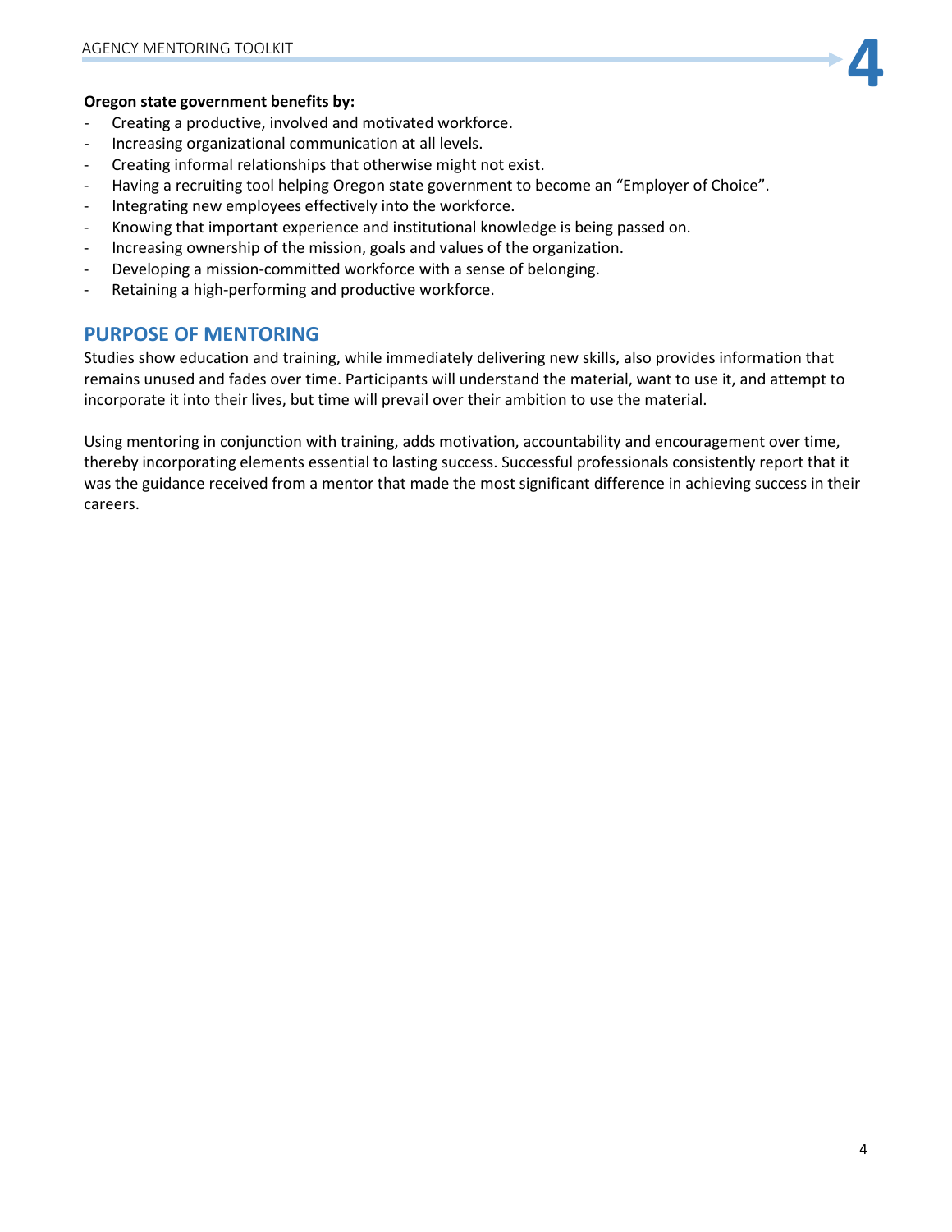**Oregon state government benefits by:**

- Creating a productive, involved and motivated workforce.
- Increasing organizational communication at all levels.
- Creating informal relationships that otherwise might not exist.
- Having a recruiting tool helping Oregon state government to become an "Employer of Choice".
- Integrating new employees effectively into the workforce.
- Knowing that important experience and institutional knowledge is being passed on.
- Increasing ownership of the mission, goals and values of the organization.
- Developing a mission-committed workforce with a sense of belonging.
- Retaining a high-performing and productive workforce.

## PURPOSE OF MENTORING

Studies show education and training, while immediately delivering new skills, also provides information that remains unused and fades over time. Participants will understand the material, want to use it, and attempt to incorporate it into their lives, but time will prevail over their ambition to use the material.

Using mentoring in conjunction with training, adds motivation, accountability and encouragement over time, thereby incorporating elements essential to lasting success. Successful professionals consistently report that it was the guidance received from a mentor that made the most significant difference in achieving success in their careers.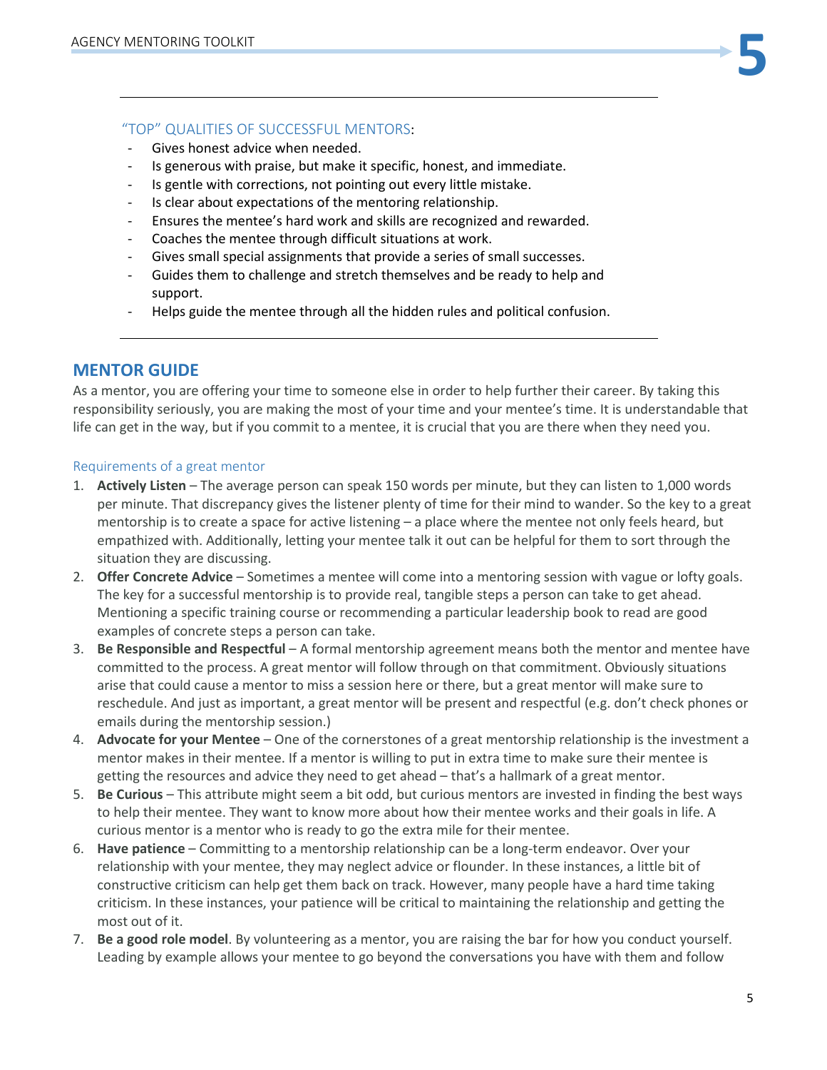### "TOP" QUALITIES OF SUCCESSFUL MENTORS:

- Gives honest advice when needed.
- Is generous with praise, but make it specific, honest, and immediate.
- Is gentle with corrections, not pointing out every little mistake.
- Is clear about expectations of the mentoring relationship.
- Ensures the mentee's hard work and skills are recognized and rewarded.
- Coaches the mentee through difficult situations at work.
- Gives small special assignments that provide a series of small successes.
- Guides them to challenge and stretch themselves and be ready to help and support.
- Helps guide the mentee through all the hidden rules and political confusion.

## MENTOR GUIDE

As a mentor, you are offering your time to someone else in order to help further their career. By taking this responsibility seriously, you are making the most of your time and your mentee's time. It is understandable that life can get in the way, but if you commit to a mentee, it is crucial that you are there when they need you.

### Requirements of a great mentor

1. **Actively Listen** – The average person can speak 150 words per minute, but they can listen to 1,000 words per minute. That discrepancy gives the listener plenty of time for their mind to wander. So the key to a great mentorship is to create a space for active listening – a place where the mentee not only feels heard, but empathized with. Additionally, letting your mentee talk it out can be helpful for them to sort through the situation they are discussing.
2. **Offer Concrete Advice** – Sometimes a mentee will come into a mentoring session with vague or lofty goals. The key for a successful mentorship is to provide real, tangible steps a person can take to get ahead. Mentioning a specific training course or recommending a particular leadership book to read are good examples of concrete steps a person can take.
3. **Be Responsible and Respectful** – A formal mentorship agreement means both the mentor and mentee have committed to the process. A great mentor will follow through on that commitment. Obviously situations arise that could cause a mentor to miss a session here or there, but a great mentor will make sure to reschedule. And just as important, a great mentor will be present and respectful (e.g. don't check phones or emails during the mentorship session.)
4. **Advocate for your Mentee** – One of the cornerstones of a great mentorship relationship is the investment a mentor makes in their mentee. If a mentor is willing to put in extra time to make sure their mentee is getting the resources and advice they need to get ahead – that's a hallmark of a great mentor.
5. **Be Curious** – This attribute might seem a bit odd, but curious mentors are invested in finding the best ways to help their mentee. They want to know more about how their mentee works and their goals in life. A curious mentor is a mentor who is ready to go the extra mile for their mentee.
6. **Have patience** – Committing to a mentorship relationship can be a long-term endeavor. Over your relationship with your mentee, they may neglect advice or flounder. In these instances, a little bit of constructive criticism can help get them back on track. However, many people have a hard time taking criticism. In these instances, your patience will be critical to maintaining the relationship and getting the most out of it.
7. **Be a good role model**. By volunteering as a mentor, you are raising the bar for how you conduct yourself. Leading by example allows your mentee to go beyond the conversations you have with them and follow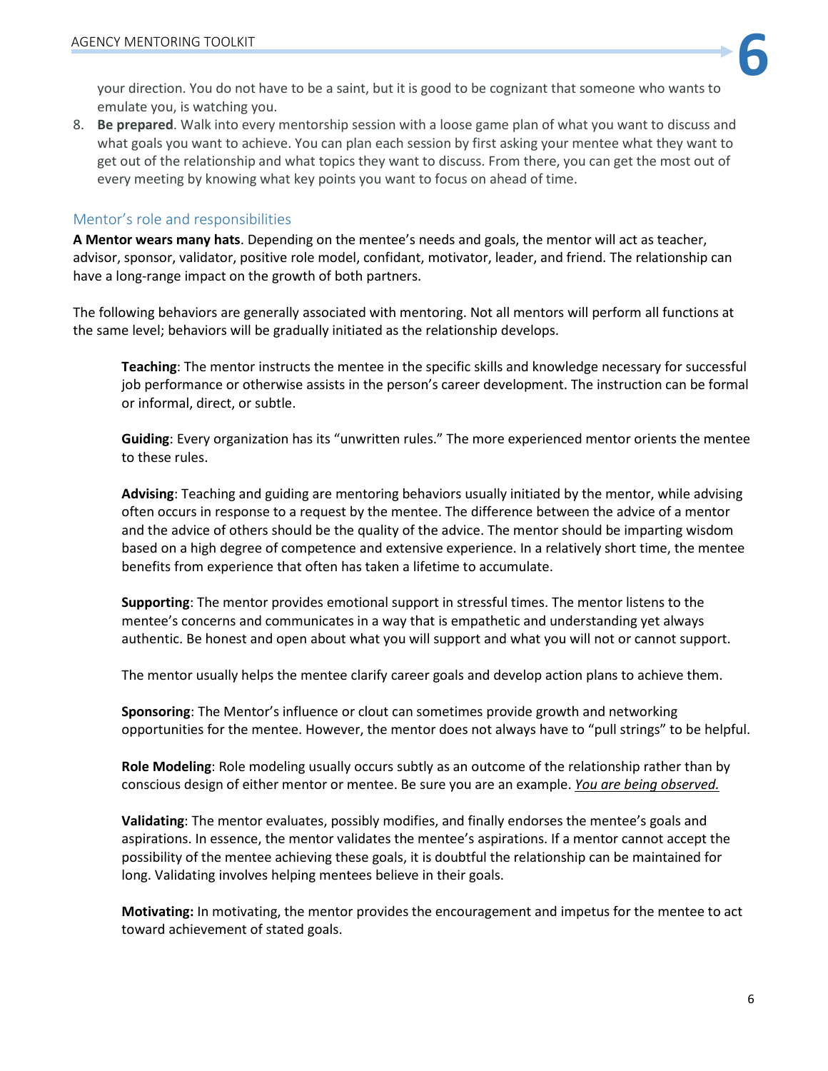your direction. You do not have to be a saint, but it is good to be cognizant that someone who wants to emulate you, is watching you.

8. **Be prepared**. Walk into every mentorship session with a loose game plan of what you want to discuss and what goals you want to achieve. You can plan each session by first asking your mentee what they want to get out of the relationship and what topics they want to discuss. From there, you can get the most out of every meeting by knowing what key points you want to focus on ahead of time.

## Mentor's role and responsibilities

**A Mentor wears many hats**. Depending on the mentee's needs and goals, the mentor will act as teacher, advisor, sponsor, validator, positive role model, confidant, motivator, leader, and friend. The relationship can have a long-range impact on the growth of both partners.

The following behaviors are generally associated with mentoring. Not all mentors will perform all functions at the same level; behaviors will be gradually initiated as the relationship develops.

**Teaching**: The mentor instructs the mentee in the specific skills and knowledge necessary for successful job performance or otherwise assists in the person's career development. The instruction can be formal or informal, direct, or subtle.

**Guiding**: Every organization has its "unwritten rules." The more experienced mentor orients the mentee to these rules.

**Advising**: Teaching and guiding are mentoring behaviors usually initiated by the mentor, while advising often occurs in response to a request by the mentee. The difference between the advice of a mentor and the advice of others should be the quality of the advice. The mentor should be imparting wisdom based on a high degree of competence and extensive experience. In a relatively short time, the mentee benefits from experience that often has taken a lifetime to accumulate.

**Supporting**: The mentor provides emotional support in stressful times. The mentor listens to the mentee's concerns and communicates in a way that is empathetic and understanding yet always authentic. Be honest and open about what you will support and what you will not or cannot support.

The mentor usually helps the mentee clarify career goals and develop action plans to achieve them.

**Sponsoring**: The Mentor's influence or clout can sometimes provide growth and networking opportunities for the mentee. However, the mentor does not always have to "pull strings" to be helpful.

**Role Modeling**: Role modeling usually occurs subtly as an outcome of the relationship rather than by conscious design of either mentor or mentee. Be sure you are an example. *<u>You are being observed.</u>*

**Validating**: The mentor evaluates, possibly modifies, and finally endorses the mentee's goals and aspirations. In essence, the mentor validates the mentee's aspirations. If a mentor cannot accept the possibility of the mentee achieving these goals, it is doubtful the relationship can be maintained for long. Validating involves helping mentees believe in their goals.

**Motivating:** In motivating, the mentor provides the encouragement and impetus for the mentee to act toward achievement of stated goals.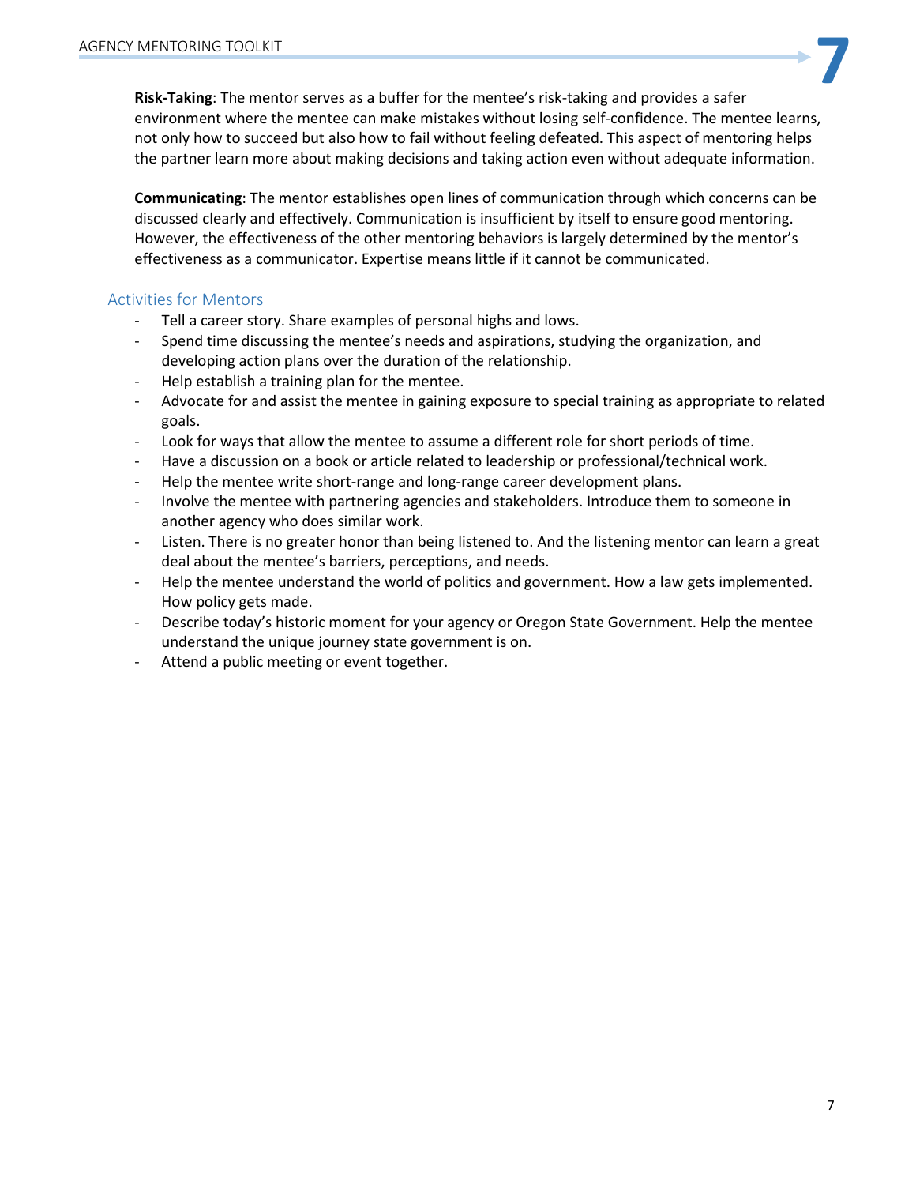**Risk-Taking**: The mentor serves as a buffer for the mentee's risk-taking and provides a safer environment where the mentee can make mistakes without losing self-confidence. The mentee learns, not only how to succeed but also how to fail without feeling defeated. This aspect of mentoring helps the partner learn more about making decisions and taking action even without adequate information.

**Communicating**: The mentor establishes open lines of communication through which concerns can be discussed clearly and effectively. Communication is insufficient by itself to ensure good mentoring. However, the effectiveness of the other mentoring behaviors is largely determined by the mentor's effectiveness as a communicator. Expertise means little if it cannot be communicated.

### Activities for Mentors

- Tell a career story. Share examples of personal highs and lows.
- Spend time discussing the mentee's needs and aspirations, studying the organization, and developing action plans over the duration of the relationship.
- Help establish a training plan for the mentee.
- Advocate for and assist the mentee in gaining exposure to special training as appropriate to related goals.
- Look for ways that allow the mentee to assume a different role for short periods of time.
- Have a discussion on a book or article related to leadership or professional/technical work.
- Help the mentee write short-range and long-range career development plans.
- Involve the mentee with partnering agencies and stakeholders. Introduce them to someone in another agency who does similar work.
- Listen. There is no greater honor than being listened to. And the listening mentor can learn a great deal about the mentee's barriers, perceptions, and needs.
- Help the mentee understand the world of politics and government. How a law gets implemented. How policy gets made.
- Describe today's historic moment for your agency or Oregon State Government. Help the mentee understand the unique journey state government is on.
- Attend a public meeting or event together.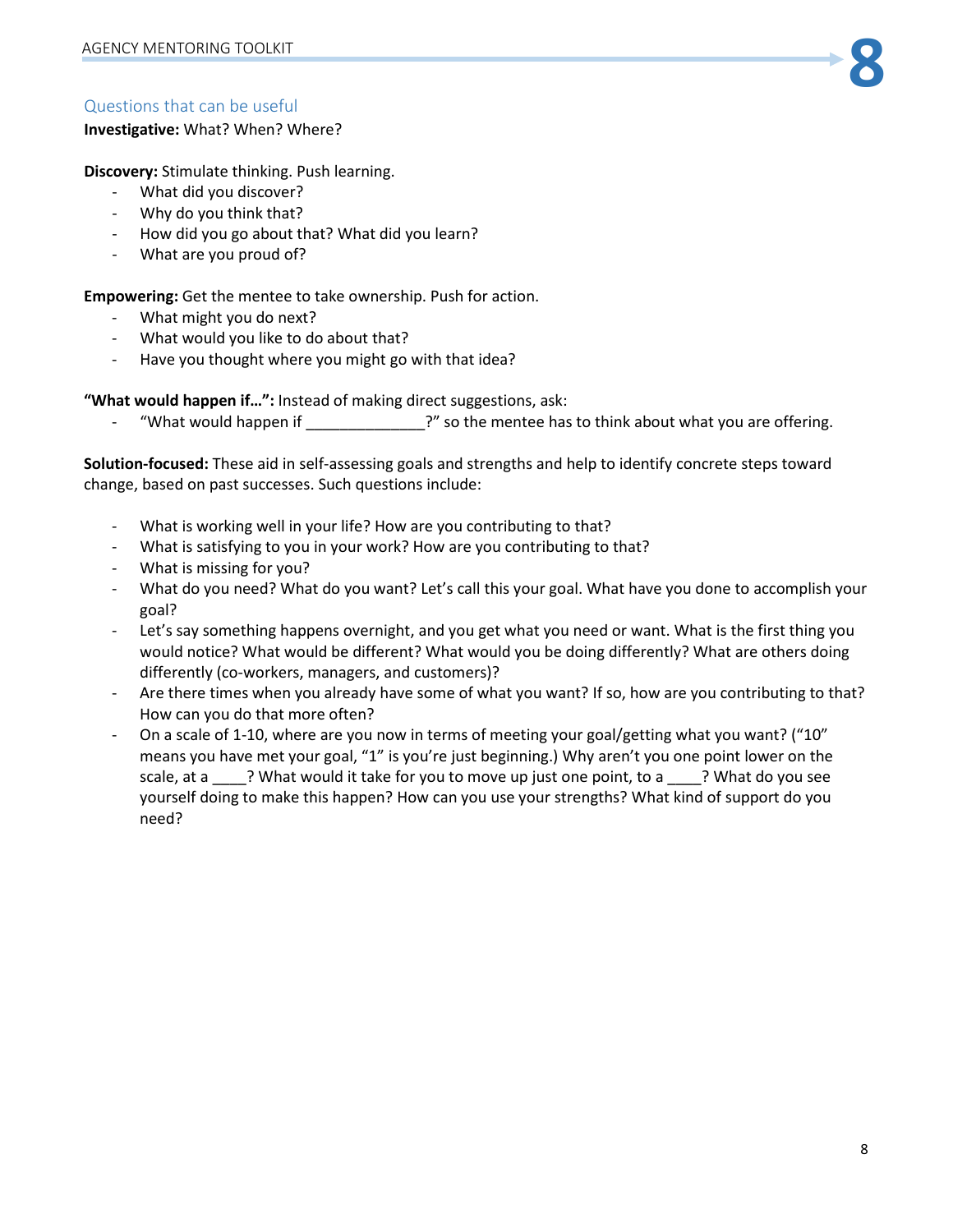## Questions that can be useful

**Investigative:** What? When? Where?

**Discovery:** Stimulate thinking. Push learning.

- What did you discover?
- Why do you think that?
- How did you go about that? What did you learn?
- What are you proud of?

**Empowering:** Get the mentee to take ownership. Push for action.

- What might you do next?
- What would you like to do about that?
- Have you thought where you might go with that idea?

**"What would happen if…":** Instead of making direct suggestions, ask:

- "What would happen if _____________?" so the mentee has to think about what you are offering.

**Solution-focused:** These aid in self-assessing goals and strengths and help to identify concrete steps toward change, based on past successes. Such questions include:

- What is working well in your life? How are you contributing to that?
- What is satisfying to you in your work? How are you contributing to that?
- What is missing for you?
- What do you need? What do you want? Let's call this your goal. What have you done to accomplish your goal?
- Let's say something happens overnight, and you get what you need or want. What is the first thing you would notice? What would be different? What would you be doing differently? What are others doing differently (co-workers, managers, and customers)?
- Are there times when you already have some of what you want? If so, how are you contributing to that? How can you do that more often?
- On a scale of 1-10, where are you now in terms of meeting your goal/getting what you want? ("10" means you have met your goal, "1" is you're just beginning.) Why aren't you one point lower on the scale, at a ____? What would it take for you to move up just one point, to a ____? What do you see yourself doing to make this happen? How can you use your strengths? What kind of support do you need?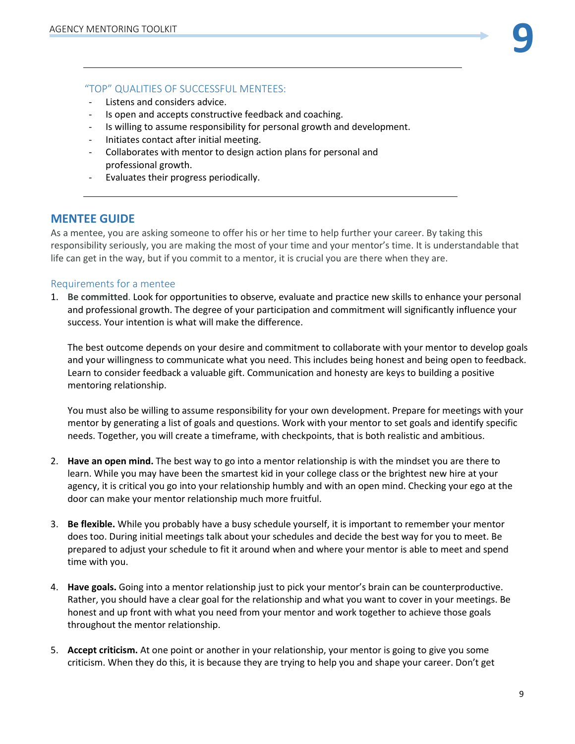### "TOP" QUALITIES OF SUCCESSFUL MENTEES:

- Listens and considers advice.
- Is open and accepts constructive feedback and coaching.
- Is willing to assume responsibility for personal growth and development.
- Initiates contact after initial meeting.
- Collaborates with mentor to design action plans for personal and professional growth.
- Evaluates their progress periodically.

## MENTEE GUIDE

As a mentee, you are asking someone to offer his or her time to help further your career. By taking this responsibility seriously, you are making the most of your time and your mentor's time. It is understandable that life can get in the way, but if you commit to a mentor, it is crucial you are there when they are.

### Requirements for a mentee

1. **Be committed**. Look for opportunities to observe, evaluate and practice new skills to enhance your personal and professional growth. The degree of your participation and commitment will significantly influence your success. Your intention is what will make the difference.

   The best outcome depends on your desire and commitment to collaborate with your mentor to develop goals and your willingness to communicate what you need. This includes being honest and being open to feedback. Learn to consider feedback a valuable gift. Communication and honesty are keys to building a positive mentoring relationship.

   You must also be willing to assume responsibility for your own development. Prepare for meetings with your mentor by generating a list of goals and questions. Work with your mentor to set goals and identify specific needs. Together, you will create a timeframe, with checkpoints, that is both realistic and ambitious.

2. **Have an open mind.** The best way to go into a mentor relationship is with the mindset you are there to learn. While you may have been the smartest kid in your college class or the brightest new hire at your agency, it is critical you go into your relationship humbly and with an open mind. Checking your ego at the door can make your mentor relationship much more fruitful.

3. **Be flexible.** While you probably have a busy schedule yourself, it is important to remember your mentor does too. During initial meetings talk about your schedules and decide the best way for you to meet. Be prepared to adjust your schedule to fit it around when and where your mentor is able to meet and spend time with you.

4. **Have goals.** Going into a mentor relationship just to pick your mentor's brain can be counterproductive. Rather, you should have a clear goal for the relationship and what you want to cover in your meetings. Be honest and up front with what you need from your mentor and work together to achieve those goals throughout the mentor relationship.

5. **Accept criticism.** At one point or another in your relationship, your mentor is going to give you some criticism. When they do this, it is because they are trying to help you and shape your career. Don't get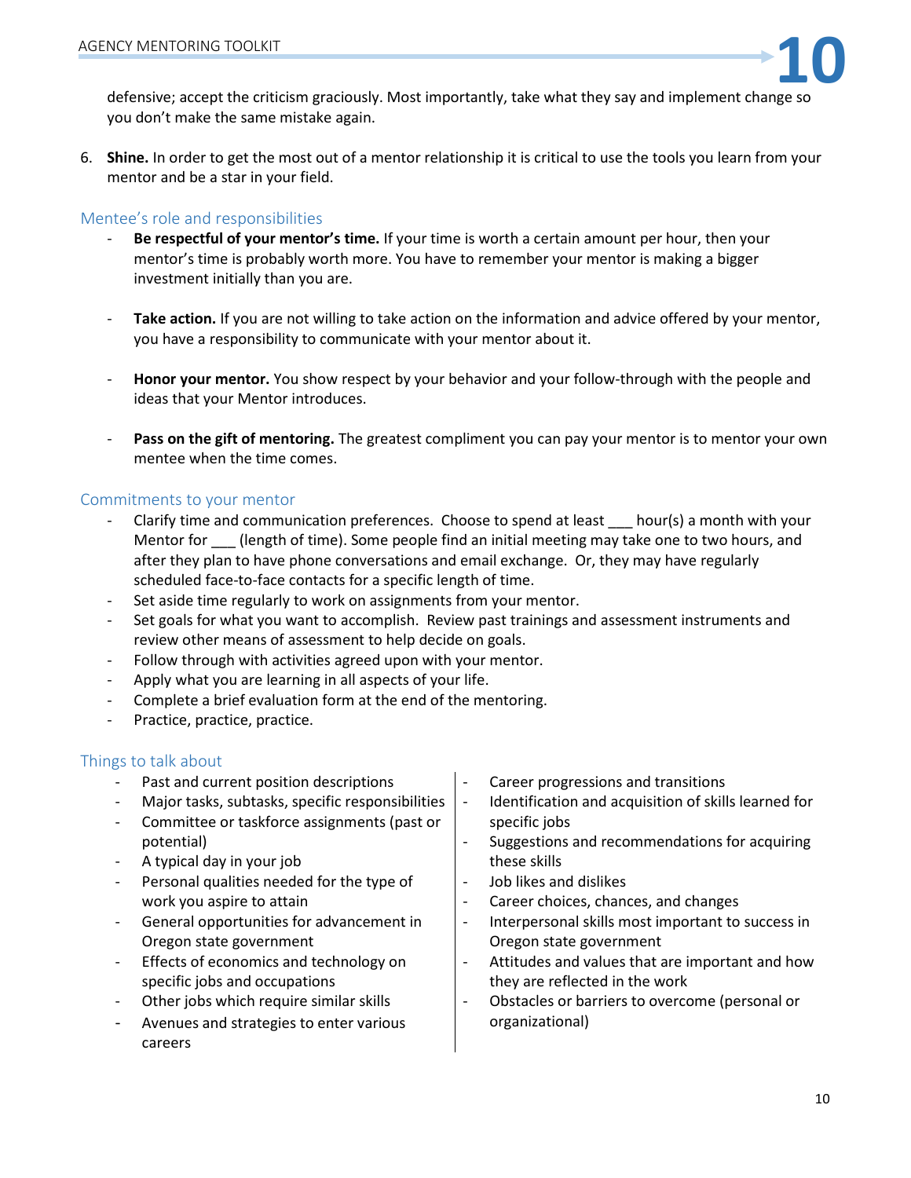defensive; accept the criticism graciously. Most importantly, take what they say and implement change so you don't make the same mistake again.

6. **Shine.** In order to get the most out of a mentor relationship it is critical to use the tools you learn from your mentor and be a star in your field.

## Mentee's role and responsibilities

- **Be respectful of your mentor's time.** If your time is worth a certain amount per hour, then your mentor's time is probably worth more. You have to remember your mentor is making a bigger investment initially than you are.

- **Take action.** If you are not willing to take action on the information and advice offered by your mentor, you have a responsibility to communicate with your mentor about it.

- **Honor your mentor.** You show respect by your behavior and your follow-through with the people and ideas that your Mentor introduces.

- **Pass on the gift of mentoring.** The greatest compliment you can pay your mentor is to mentor your own mentee when the time comes.

## Commitments to your mentor

- Clarify time and communication preferences. Choose to spend at least ___ hour(s) a month with your Mentor for ___ (length of time). Some people find an initial meeting may take one to two hours, and after they plan to have phone conversations and email exchange. Or, they may have regularly scheduled face-to-face contacts for a specific length of time.
- Set aside time regularly to work on assignments from your mentor.
- Set goals for what you want to accomplish. Review past trainings and assessment instruments and review other means of assessment to help decide on goals.
- Follow through with activities agreed upon with your mentor.
- Apply what you are learning in all aspects of your life.
- Complete a brief evaluation form at the end of the mentoring.
- Practice, practice, practice.

## Things to talk about

- Past and current position descriptions
- Major tasks, subtasks, specific responsibilities
- Committee or taskforce assignments (past or potential)
- A typical day in your job
- Personal qualities needed for the type of work you aspire to attain
- General opportunities for advancement in Oregon state government
- Effects of economics and technology on specific jobs and occupations
- Other jobs which require similar skills
- Avenues and strategies to enter various careers
- Career progressions and transitions
- Identification and acquisition of skills learned for specific jobs
- Suggestions and recommendations for acquiring these skills
- Job likes and dislikes
- Career choices, chances, and changes
- Interpersonal skills most important to success in Oregon state government
- Attitudes and values that are important and how they are reflected in the work
- Obstacles or barriers to overcome (personal or organizational)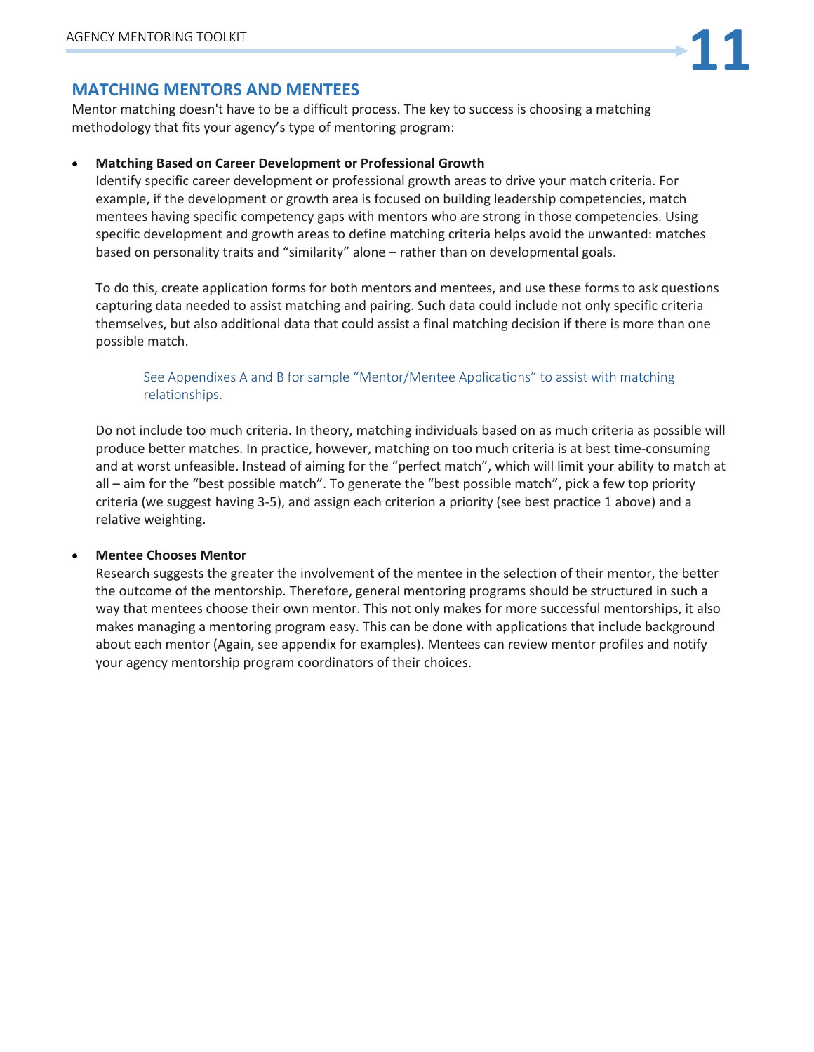## MATCHING MENTORS AND MENTEES

Mentor matching doesn't have to be a difficult process. The key to success is choosing a matching methodology that fits your agency's type of mentoring program:

- **Matching Based on Career Development or Professional Growth**
  Identify specific career development or professional growth areas to drive your match criteria. For example, if the development or growth area is focused on building leadership competencies, match mentees having specific competency gaps with mentors who are strong in those competencies. Using specific development and growth areas to define matching criteria helps avoid the unwanted: matches based on personality traits and "similarity" alone – rather than on developmental goals.

  To do this, create application forms for both mentors and mentees, and use these forms to ask questions capturing data needed to assist matching and pairing. Such data could include not only specific criteria themselves, but also additional data that could assist a final matching decision if there is more than one possible match.

  > See Appendixes A and B for sample "Mentor/Mentee Applications" to assist with matching relationships.

  Do not include too much criteria. In theory, matching individuals based on as much criteria as possible will produce better matches. In practice, however, matching on too much criteria is at best time-consuming and at worst unfeasible. Instead of aiming for the "perfect match", which will limit your ability to match at all – aim for the "best possible match". To generate the "best possible match", pick a few top priority criteria (we suggest having 3-5), and assign each criterion a priority (see best practice 1 above) and a relative weighting.

- **Mentee Chooses Mentor**
  Research suggests the greater the involvement of the mentee in the selection of their mentor, the better the outcome of the mentorship. Therefore, general mentoring programs should be structured in such a way that mentees choose their own mentor. This not only makes for more successful mentorships, it also makes managing a mentoring program easy. This can be done with applications that include background about each mentor (Again, see appendix for examples). Mentees can review mentor profiles and notify your agency mentorship program coordinators of their choices.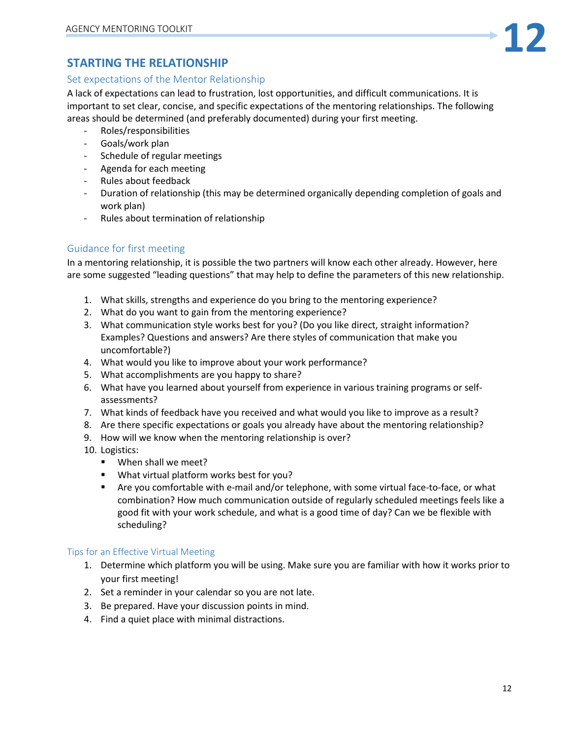## STARTING THE RELATIONSHIP

### Set expectations of the Mentor Relationship

A lack of expectations can lead to frustration, lost opportunities, and difficult communications. It is important to set clear, concise, and specific expectations of the mentoring relationships. The following areas should be determined (and preferably documented) during your first meeting.

- Roles/responsibilities
- Goals/work plan
- Schedule of regular meetings
- Agenda for each meeting
- Rules about feedback
- Duration of relationship (this may be determined organically depending completion of goals and work plan)
- Rules about termination of relationship

### Guidance for first meeting

In a mentoring relationship, it is possible the two partners will know each other already. However, here are some suggested "leading questions" that may help to define the parameters of this new relationship.

1. What skills, strengths and experience do you bring to the mentoring experience?
2. What do you want to gain from the mentoring experience?
3. What communication style works best for you? (Do you like direct, straight information? Examples? Questions and answers? Are there styles of communication that make you uncomfortable?)
4. What would you like to improve about your work performance?
5. What accomplishments are you happy to share?
6. What have you learned about yourself from experience in various training programs or self-assessments?
7. What kinds of feedback have you received and what would you like to improve as a result?
8. Are there specific expectations or goals you already have about the mentoring relationship?
9. How will we know when the mentoring relationship is over?
10. Logistics:
    - When shall we meet?
    - What virtual platform works best for you?
    - Are you comfortable with e-mail and/or telephone, with some virtual face-to-face, or what combination? How much communication outside of regularly scheduled meetings feels like a good fit with your work schedule, and what is a good time of day? Can we be flexible with scheduling?

### Tips for an Effective Virtual Meeting

1. Determine which platform you will be using. Make sure you are familiar with how it works prior to your first meeting!
2. Set a reminder in your calendar so you are not late.
3. Be prepared. Have your discussion points in mind.
4. Find a quiet place with minimal distractions.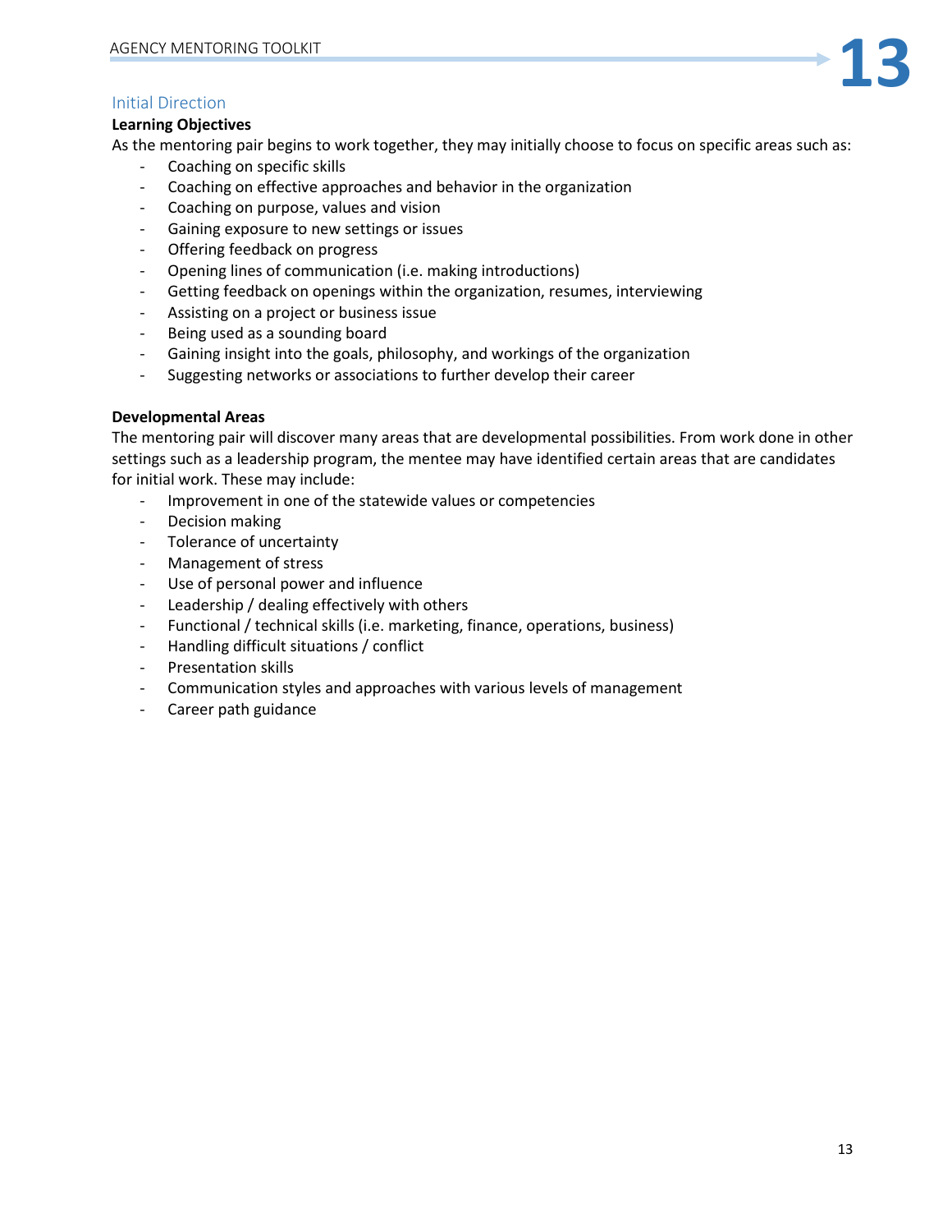## Initial Direction

**Learning Objectives**

As the mentoring pair begins to work together, they may initially choose to focus on specific areas such as:

- Coaching on specific skills
- Coaching on effective approaches and behavior in the organization
- Coaching on purpose, values and vision
- Gaining exposure to new settings or issues
- Offering feedback on progress
- Opening lines of communication (i.e. making introductions)
- Getting feedback on openings within the organization, resumes, interviewing
- Assisting on a project or business issue
- Being used as a sounding board
- Gaining insight into the goals, philosophy, and workings of the organization
- Suggesting networks or associations to further develop their career

**Developmental Areas**

The mentoring pair will discover many areas that are developmental possibilities. From work done in other settings such as a leadership program, the mentee may have identified certain areas that are candidates for initial work. These may include:

- Improvement in one of the statewide values or competencies
- Decision making
- Tolerance of uncertainty
- Management of stress
- Use of personal power and influence
- Leadership / dealing effectively with others
- Functional / technical skills (i.e. marketing, finance, operations, business)
- Handling difficult situations / conflict
- Presentation skills
- Communication styles and approaches with various levels of management
- Career path guidance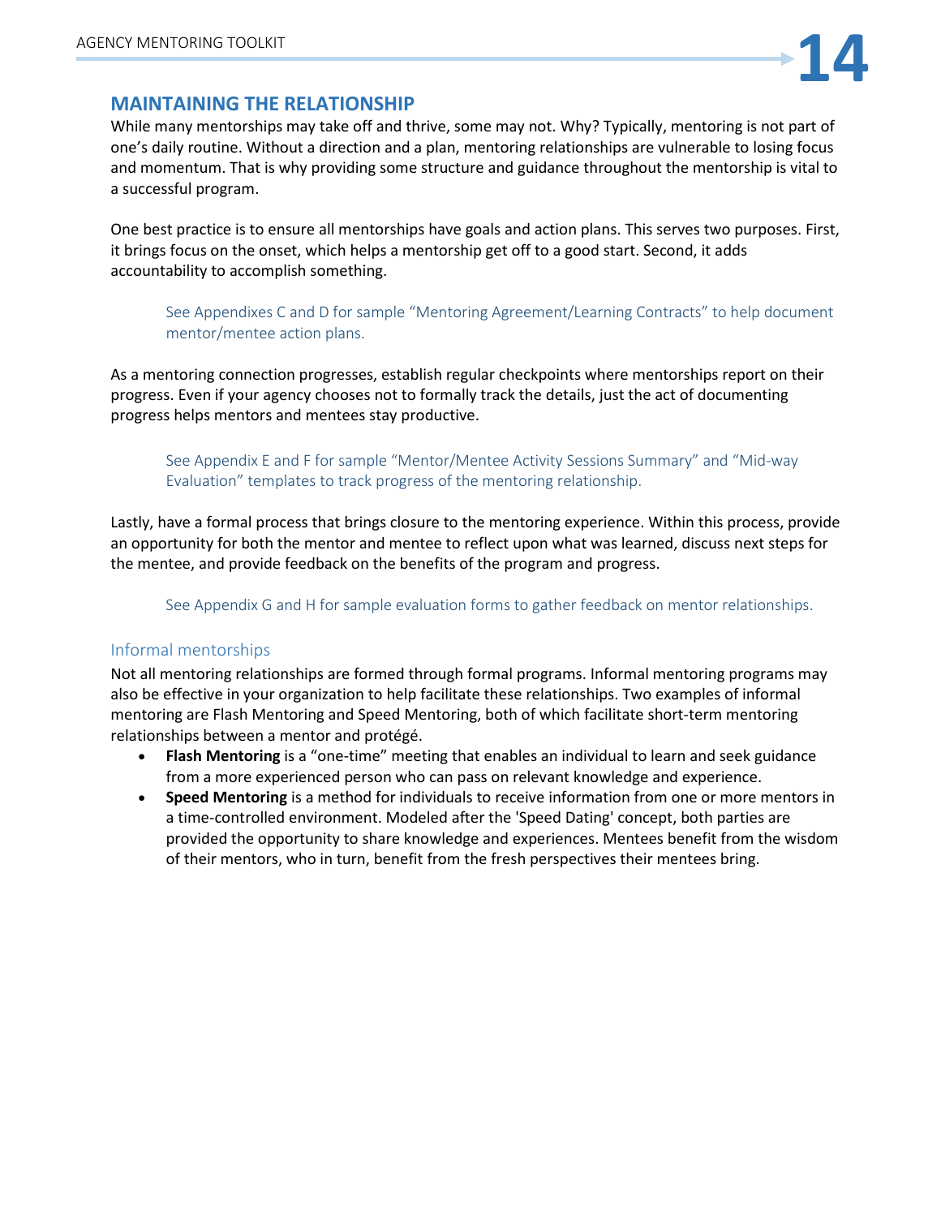## MAINTAINING THE RELATIONSHIP

While many mentorships may take off and thrive, some may not. Why? Typically, mentoring is not part of one's daily routine. Without a direction and a plan, mentoring relationships are vulnerable to losing focus and momentum. That is why providing some structure and guidance throughout the mentorship is vital to a successful program.

One best practice is to ensure all mentorships have goals and action plans. This serves two purposes. First, it brings focus on the onset, which helps a mentorship get off to a good start. Second, it adds accountability to accomplish something.

> See Appendixes C and D for sample "Mentoring Agreement/Learning Contracts" to help document mentor/mentee action plans.

As a mentoring connection progresses, establish regular checkpoints where mentorships report on their progress. Even if your agency chooses not to formally track the details, just the act of documenting progress helps mentors and mentees stay productive.

> See Appendix E and F for sample "Mentor/Mentee Activity Sessions Summary" and "Mid-way Evaluation" templates to track progress of the mentoring relationship.

Lastly, have a formal process that brings closure to the mentoring experience. Within this process, provide an opportunity for both the mentor and mentee to reflect upon what was learned, discuss next steps for the mentee, and provide feedback on the benefits of the program and progress.

> See Appendix G and H for sample evaluation forms to gather feedback on mentor relationships.

### Informal mentorships

Not all mentoring relationships are formed through formal programs. Informal mentoring programs may also be effective in your organization to help facilitate these relationships. Two examples of informal mentoring are Flash Mentoring and Speed Mentoring, both of which facilitate short-term mentoring relationships between a mentor and protégé.

- **Flash Mentoring** is a "one-time" meeting that enables an individual to learn and seek guidance from a more experienced person who can pass on relevant knowledge and experience.
- **Speed Mentoring** is a method for individuals to receive information from one or more mentors in a time-controlled environment. Modeled after the 'Speed Dating' concept, both parties are provided the opportunity to share knowledge and experiences. Mentees benefit from the wisdom of their mentors, who in turn, benefit from the fresh perspectives their mentees bring.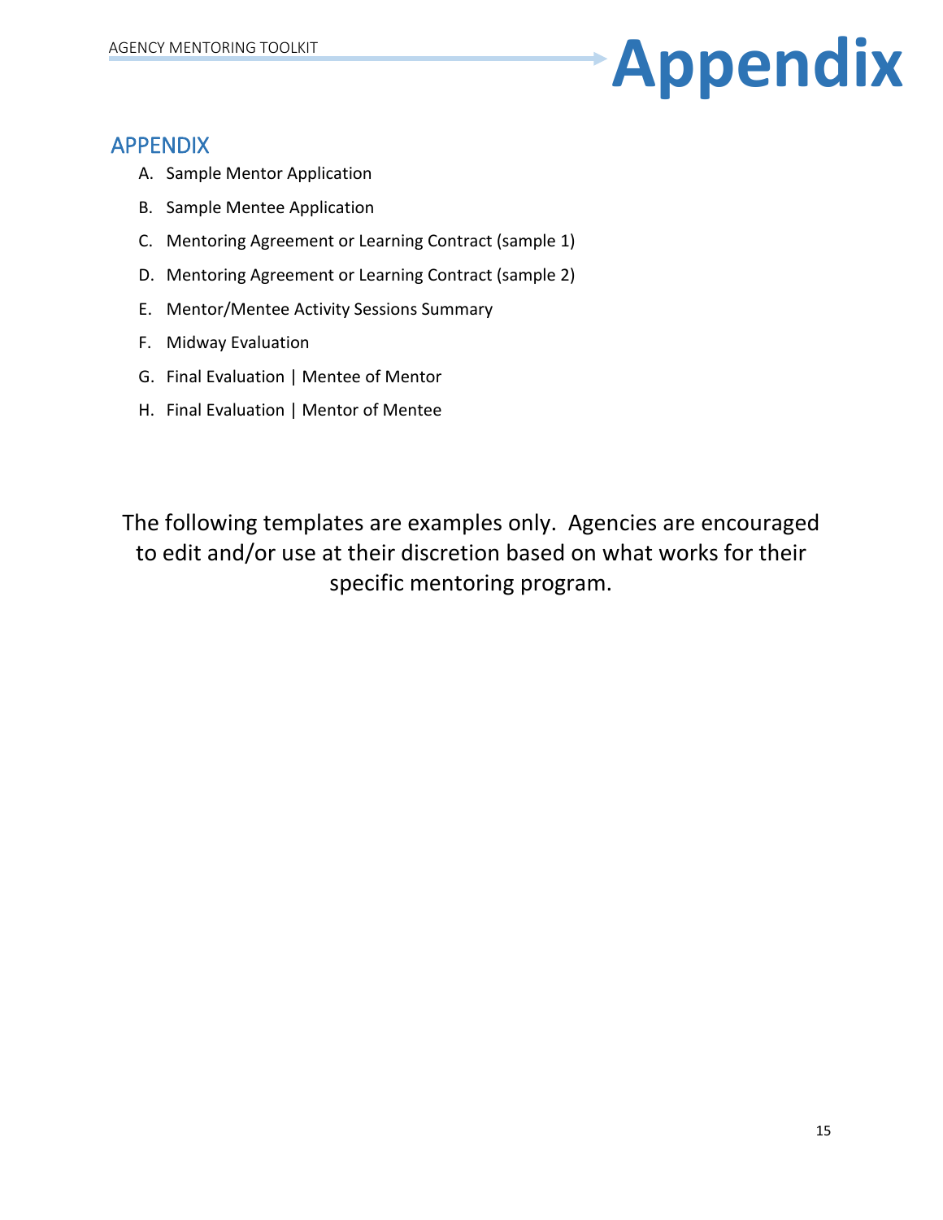# Appendix

## APPENDIX

A. Sample Mentor Application
B. Sample Mentee Application
C. Mentoring Agreement or Learning Contract (sample 1)
D. Mentoring Agreement or Learning Contract (sample 2)
E. Mentor/Mentee Activity Sessions Summary
F. Midway Evaluation
G. Final Evaluation | Mentee of Mentor
H. Final Evaluation | Mentor of Mentee

The following templates are examples only. Agencies are encouraged to edit and/or use at their discretion based on what works for their specific mentoring program.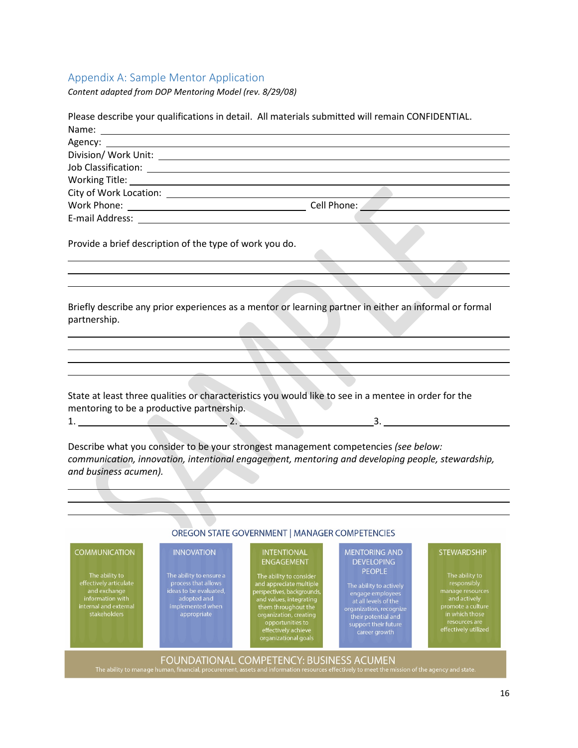## Appendix A: Sample Mentor Application

*Content adapted from DOP Mentoring Model (rev. 8/29/08)*

Please describe your qualifications in detail. All materials submitted will remain CONFIDENTIAL.

Name: ______________________________________________

Agency: ______________________________________________

Division/ Work Unit: ______________________________________________

Job Classification: ______________________________________________

Working Title: ______________________________________________

City of Work Location: ______________________________________________

Work Phone: ______________________ Cell Phone: ______________________

E-mail Address: ______________________________________________

Provide a brief description of the type of work you do.

______________________________________________

______________________________________________

______________________________________________

Briefly describe any prior experiences as a mentor or learning partner in either an informal or formal partnership.

______________________________________________

______________________________________________

______________________________________________

______________________________________________

State at least three qualities or characteristics you would like to see in a mentee in order for the mentoring to be a productive partnership.

1. ______________ 2. ______________ 3. ______________

Describe what you consider to be your strongest management competencies *(see below: communication, innovation, intentional engagement, mentoring and developing people, stewardship, and business acumen).*

______________________________________________

______________________________________________

______________________________________________

**OREGON STATE GOVERNMENT | MANAGER COMPETENCIES**

| COMMUNICATION | INNOVATION | INTENTIONAL ENGAGEMENT | MENTORING AND DEVELOPING PEOPLE | STEWARDSHIP |
|---|---|---|---|---|
| The ability to effectively articulate and exchange information with internal and external stakeholders | The ability to ensure a process that allows ideas to be evaluated, adopted and implemented when appropriate | The ability to consider and appreciate multiple perspectives, backgrounds, and values, integrating them throughout the organization, creating opportunities to effectively achieve organizational goals | The ability to actively engage employees at all levels of the organization, recognize their potential and support their future career growth | The ability to responsibly manage resources and actively promote a culture in which those resources are effectively utilized |

**FOUNDATIONAL COMPETENCY: BUSINESS ACUMEN**

The ability to manage human, financial, procurement, assets and information resources effectively to meet the mission of the agency and state.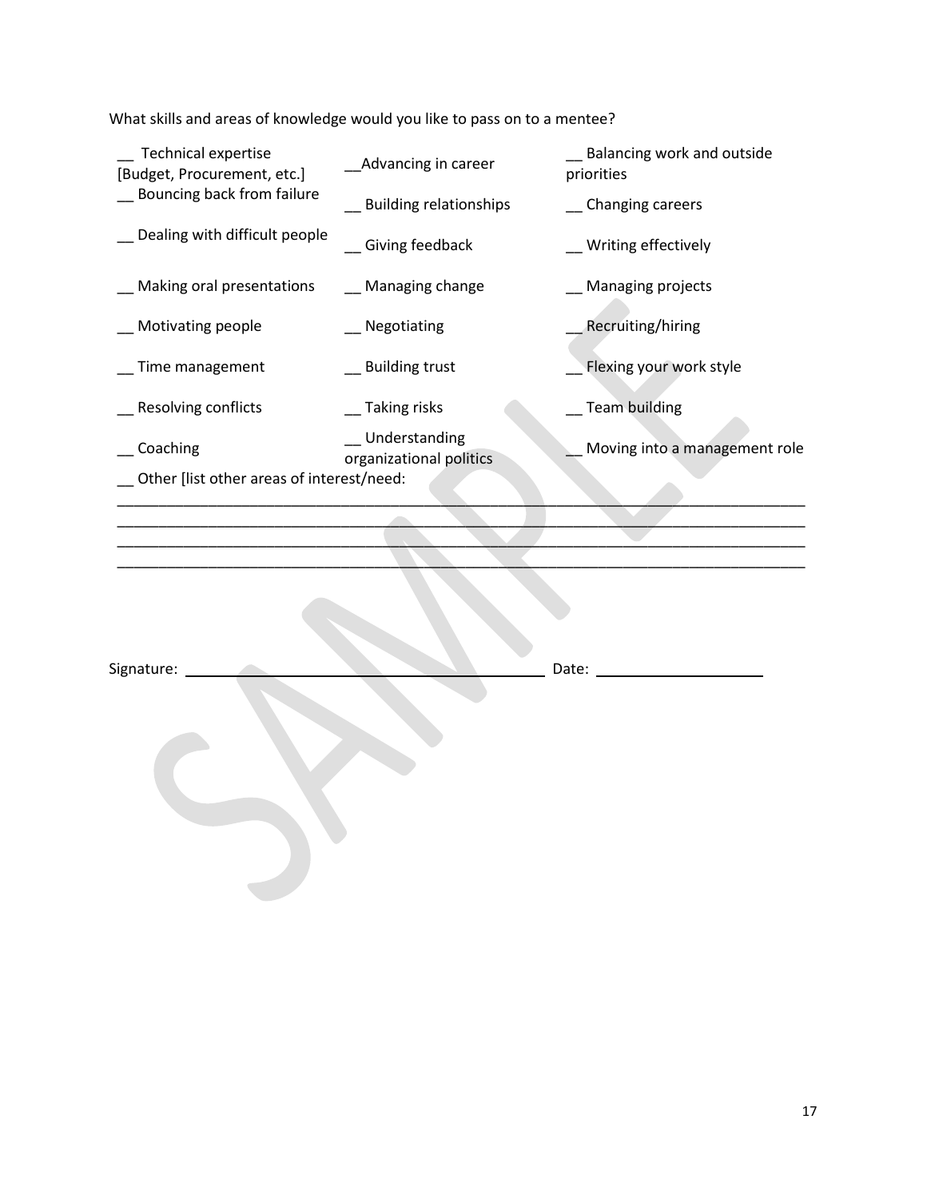What skills and areas of knowledge would you like to pass on to a mentee?

| | | |
|---|---|---|
| __ Technical expertise [Budget, Procurement, etc.] | __Advancing in career | __ Balancing work and outside priorities |
| __ Bouncing back from failure | __ Building relationships | __ Changing careers |
| __ Dealing with difficult people | __ Giving feedback | __ Writing effectively |
| __ Making oral presentations | __ Managing change | __ Managing projects |
| __ Motivating people | __ Negotiating | __ Recruiting/hiring |
| __ Time management | __ Building trust | __ Flexing your work style |
| __ Resolving conflicts | __ Taking risks | __ Team building |
| __ Coaching | __ Understanding organizational politics | __ Moving into a management role |

__ Other [list other areas of interest/need:

______________________________________________________________________________

______________________________________________________________________________

______________________________________________________________________________

______________________________________________________________________________

Signature: ______________________________ Date: ____________________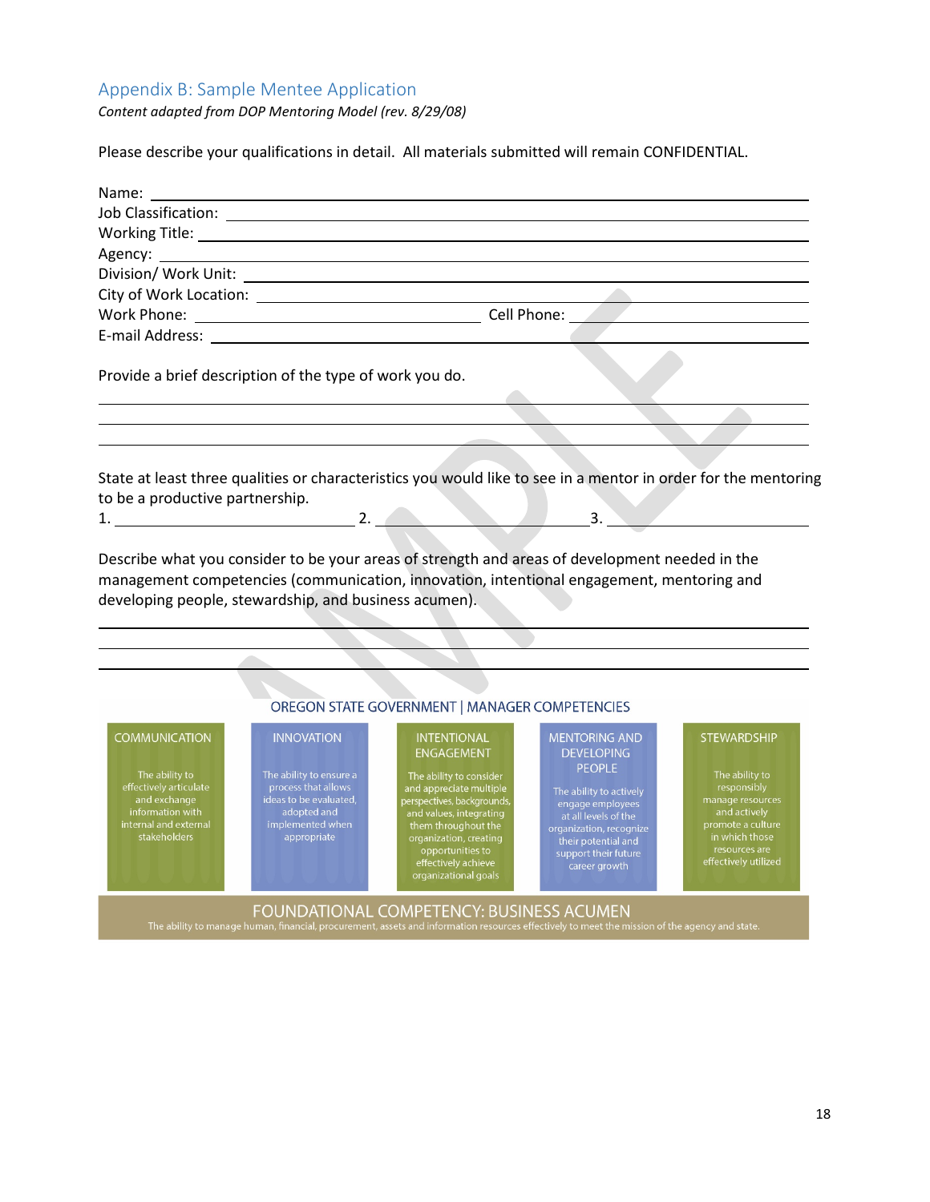## Appendix B: Sample Mentee Application

*Content adapted from DOP Mentoring Model (rev. 8/29/08)*

Please describe your qualifications in detail. All materials submitted will remain CONFIDENTIAL.

Name: ______________________________________________

Job Classification: ______________________________________________

Working Title: ______________________________________________

Agency: ______________________________________________

Division/ Work Unit: ______________________________________________

City of Work Location: ______________________________________________

Work Phone: ______________________ Cell Phone: ______________________

E-mail Address: ______________________________________________

Provide a brief description of the type of work you do.

______________________________________________

______________________________________________

______________________________________________

State at least three qualities or characteristics you would like to see in a mentor in order for the mentoring to be a productive partnership.

1. ______________ 2. ______________ 3. ______________

Describe what you consider to be your areas of strength and areas of development needed in the management competencies (communication, innovation, intentional engagement, mentoring and developing people, stewardship, and business acumen).

______________________________________________

______________________________________________

______________________________________________

OREGON STATE GOVERNMENT | MANAGER COMPETENCIES

| COMMUNICATION | INNOVATION | INTENTIONAL ENGAGEMENT | MENTORING AND DEVELOPING PEOPLE | STEWARDSHIP |
|---|---|---|---|---|
| The ability to effectively articulate and exchange information with internal and external stakeholders | The ability to ensure a process that allows ideas to be evaluated, adopted and implemented when appropriate | The ability to consider and appreciate multiple perspectives, backgrounds, and values, integrating them throughout the organization, creating opportunities to effectively achieve organizational goals | The ability to actively engage employees at all levels of the organization, recognize their potential and support their future career growth | The ability to responsibly manage resources and actively promote a culture in which those resources are effectively utilized |

FOUNDATIONAL COMPETENCY: BUSINESS ACUMEN

The ability to manage human, financial, procurement, assets and information resources effectively to meet the mission of the agency and state.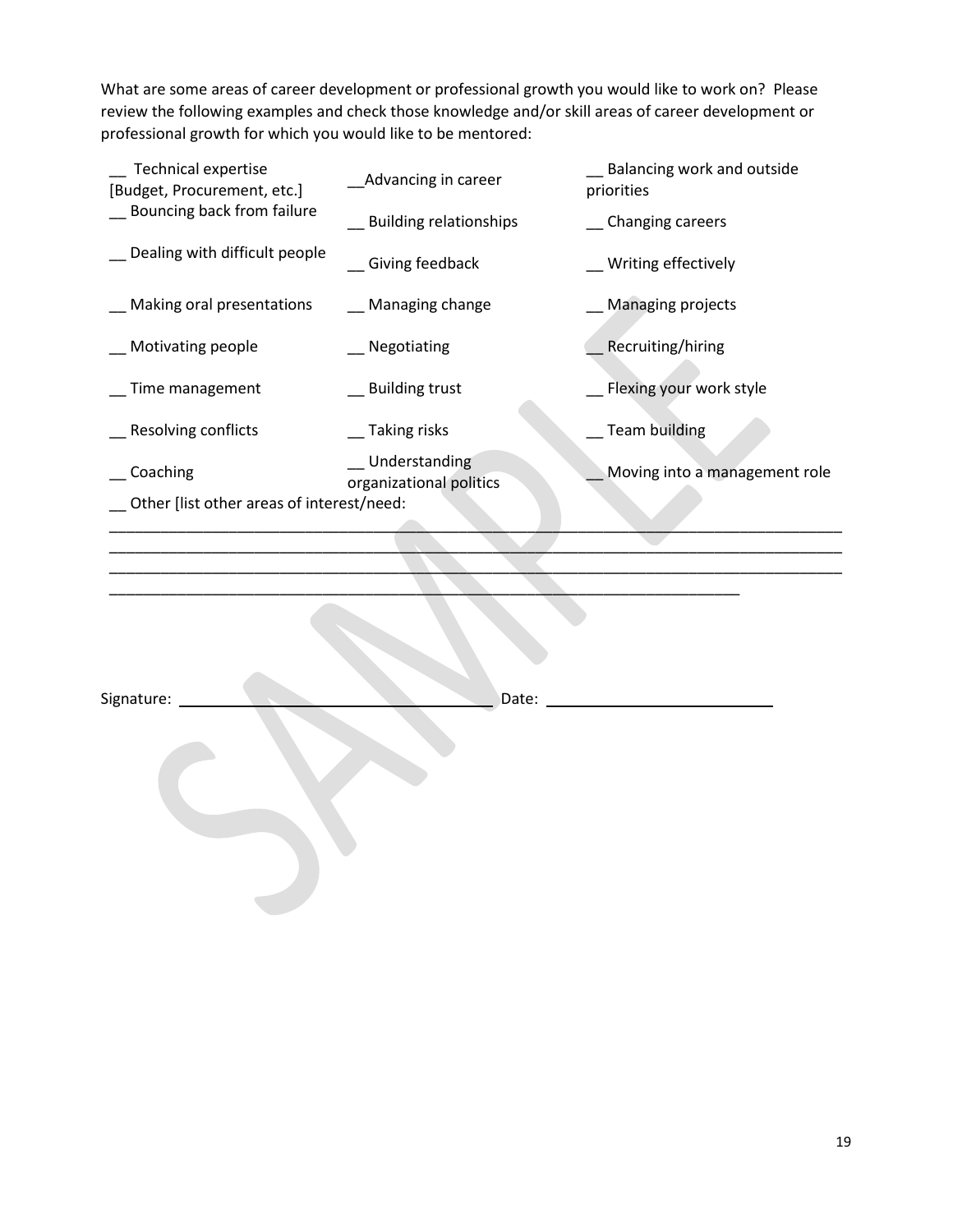What are some areas of career development or professional growth you would like to work on? Please review the following examples and check those knowledge and/or skill areas of career development or professional growth for which you would like to be mentored:

| | | |
|---|---|---|
| __ Technical expertise [Budget, Procurement, etc.] | __Advancing in career | __ Balancing work and outside priorities |
| __ Bouncing back from failure | __ Building relationships | __ Changing careers |
| __ Dealing with difficult people | __ Giving feedback | __ Writing effectively |
| __ Making oral presentations | __ Managing change | __ Managing projects |
| __ Motivating people | __ Negotiating | __ Recruiting/hiring |
| __ Time management | __ Building trust | __ Flexing your work style |
| __ Resolving conflicts | __ Taking risks | __ Team building |
| __ Coaching | __ Understanding organizational politics | __ Moving into a management role |

__ Other [list other areas of interest/need:

______________________________________________________________________________________
______________________________________________________________________________________
______________________________________________________________________________________
__________________________________________________________________________

Signature: ____________________________ Date: ____________________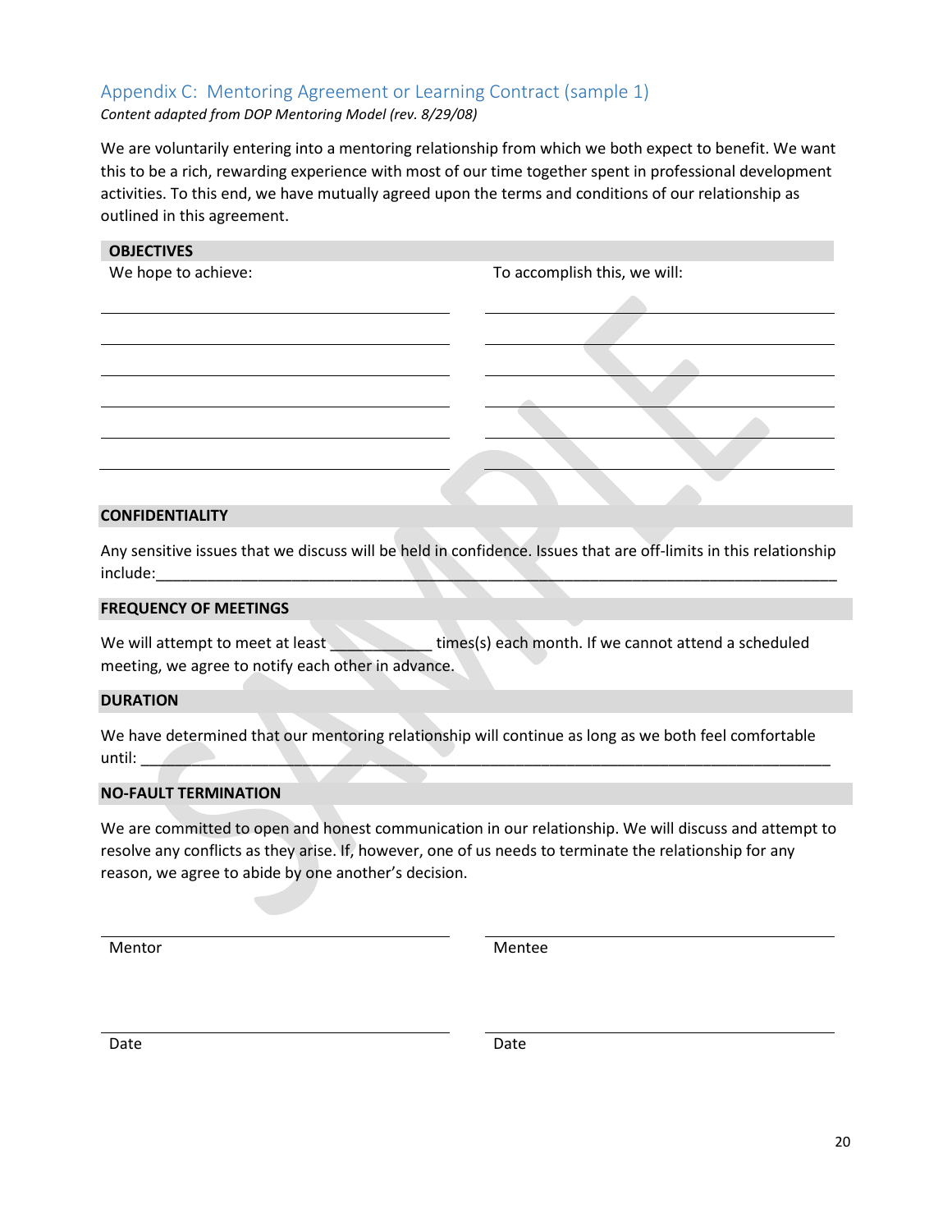## Appendix C: Mentoring Agreement or Learning Contract (sample 1)

*Content adapted from DOP Mentoring Model (rev. 8/29/08)*

We are voluntarily entering into a mentoring relationship from which we both expect to benefit. We want this to be a rich, rewarding experience with most of our time together spent in professional development activities. To this end, we have mutually agreed upon the terms and conditions of our relationship as outlined in this agreement.

**OBJECTIVES**

| We hope to achieve: | To accomplish this, we will: |
|---|---|
| ______________________________ | ______________________________ |
| ______________________________ | ______________________________ |
| ______________________________ | ______________________________ |
| ______________________________ | ______________________________ |
| ______________________________ | ______________________________ |
| ______________________________ | ______________________________ |

**CONFIDENTIALITY**

Any sensitive issues that we discuss will be held in confidence. Issues that are off-limits in this relationship include:______________________________________________________________________________

**FREQUENCY OF MEETINGS**

We will attempt to meet at least ___________ times(s) each month. If we cannot attend a scheduled meeting, we agree to notify each other in advance.

**DURATION**

We have determined that our mentoring relationship will continue as long as we both feel comfortable until: ______________________________________________________________________________

**NO-FAULT TERMINATION**

We are committed to open and honest communication in our relationship. We will discuss and attempt to resolve any conflicts as they arise. If, however, one of us needs to terminate the relationship for any reason, we agree to abide by one another's decision.

______________________________ ______________________________
Mentor Mentee

______________________________ ______________________________
Date Date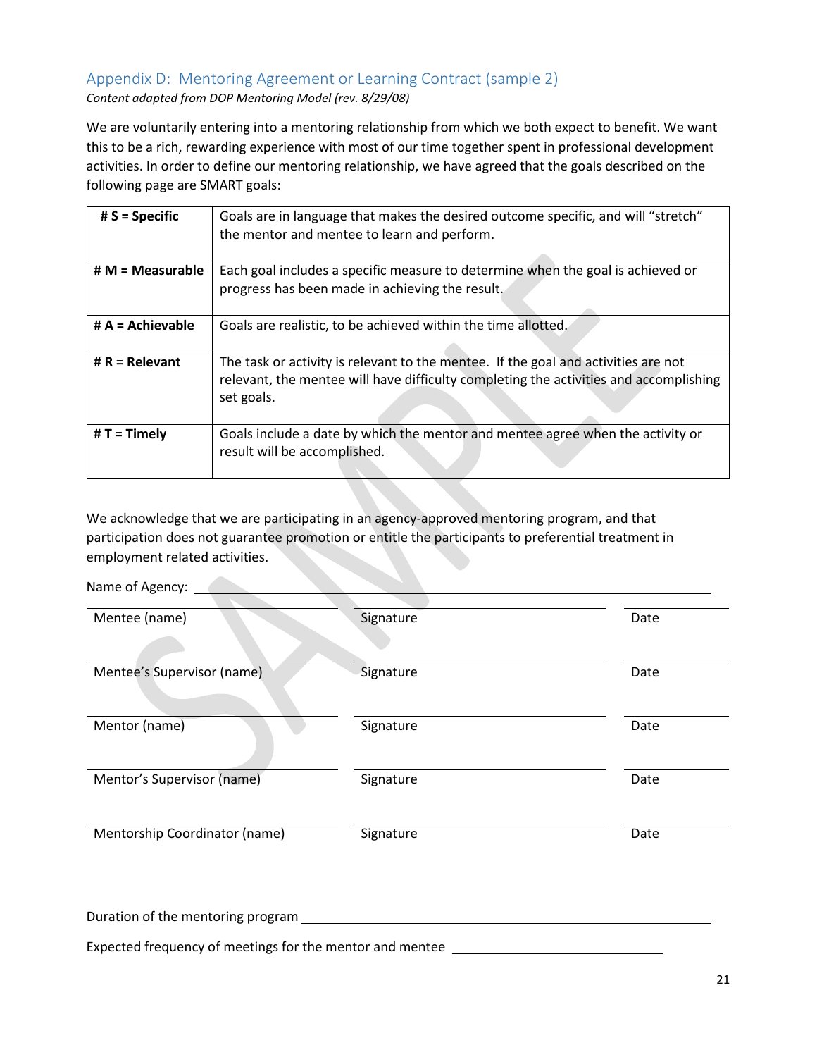## Appendix D: Mentoring Agreement or Learning Contract (sample 2)

*Content adapted from DOP Mentoring Model (rev. 8/29/08)*

We are voluntarily entering into a mentoring relationship from which we both expect to benefit. We want this to be a rich, rewarding experience with most of our time together spent in professional development activities. In order to define our mentoring relationship, we have agreed that the goals described on the following page are SMART goals:

| | |
|---|---|
| **# S = Specific** | Goals are in language that makes the desired outcome specific, and will "stretch" the mentor and mentee to learn and perform. |
| **# M = Measurable** | Each goal includes a specific measure to determine when the goal is achieved or progress has been made in achieving the result. |
| **# A = Achievable** | Goals are realistic, to be achieved within the time allotted. |
| **# R = Relevant** | The task or activity is relevant to the mentee. If the goal and activities are not relevant, the mentee will have difficulty completing the activities and accomplishing set goals. |
| **# T = Timely** | Goals include a date by which the mentor and mentee agree when the activity or result will be accomplished. |

We acknowledge that we are participating in an agency-approved mentoring program, and that participation does not guarantee promotion or entitle the participants to preferential treatment in employment related activities.

Name of Agency: ______________________________________________

| | | |
|---|---|---|
| Mentee (name) | Signature | Date |
| Mentee's Supervisor (name) | Signature | Date |
| Mentor (name) | Signature | Date |
| Mentor's Supervisor (name) | Signature | Date |
| Mentorship Coordinator (name) | Signature | Date |

Duration of the mentoring program ______________________________________________

Expected frequency of meetings for the mentor and mentee ______________________________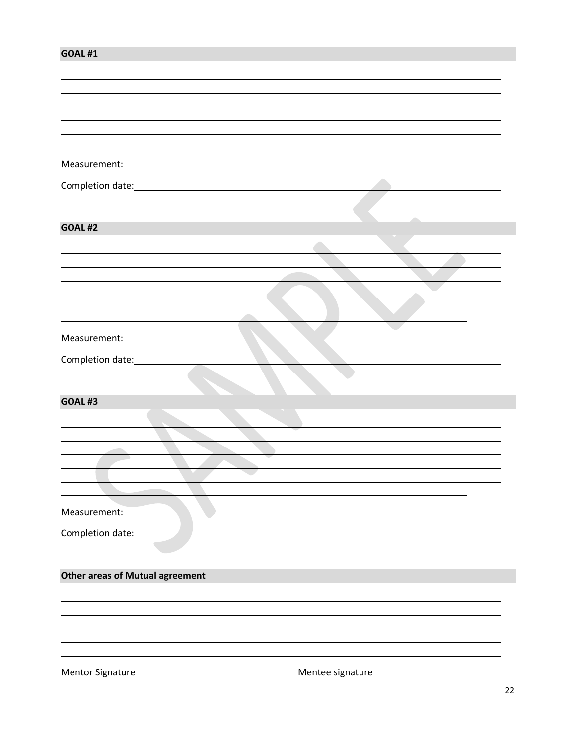**GOAL #1**

Measurement:

Completion date:

**GOAL #2**

Measurement:

Completion date:

**GOAL #3**

Measurement:

Completion date:

**Other areas of Mutual agreement**

Mentor Signature ____________________ Mentee signature ____________________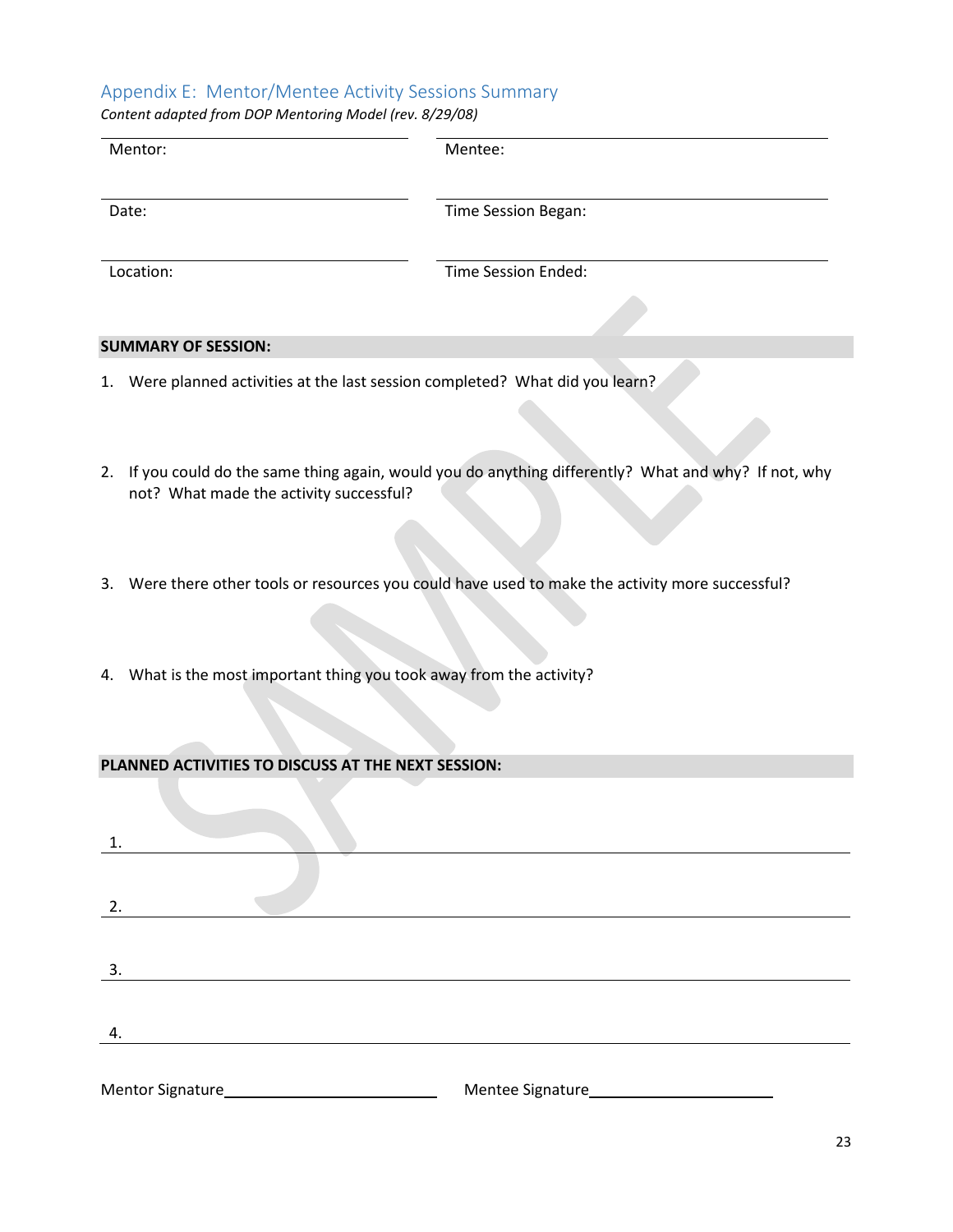## Appendix E: Mentor/Mentee Activity Sessions Summary

*Content adapted from DOP Mentoring Model (rev. 8/29/08)*

| | |
|---|---|
| Mentor: | Mentee: |
| Date: | Time Session Began: |
| Location: | Time Session Ended: |

**SUMMARY OF SESSION:**

1. Were planned activities at the last session completed? What did you learn?

2. If you could do the same thing again, would you do anything differently? What and why? If not, why not? What made the activity successful?

3. Were there other tools or resources you could have used to make the activity more successful?

4. What is the most important thing you took away from the activity?

**PLANNED ACTIVITIES TO DISCUSS AT THE NEXT SESSION:**

1. ______________________________

2. ______________________________

3. ______________________________

4. ______________________________

Mentor Signature______________________ Mentee Signature______________________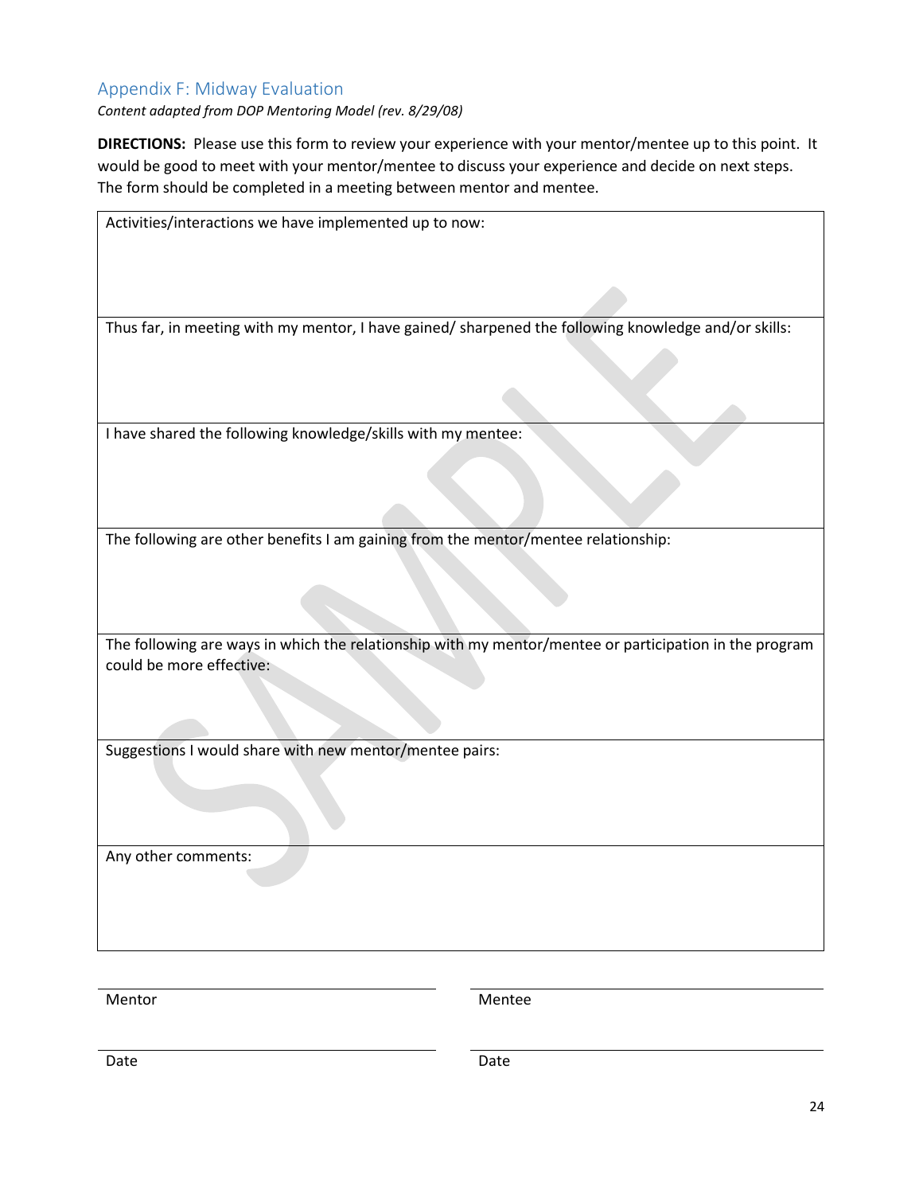## Appendix F: Midway Evaluation

*Content adapted from DOP Mentoring Model (rev. 8/29/08)*

**DIRECTIONS:** Please use this form to review your experience with your mentor/mentee up to this point. It would be good to meet with your mentor/mentee to discuss your experience and decide on next steps. The form should be completed in a meeting between mentor and mentee.

| Activities/interactions we have implemented up to now: |
| --- |
| Thus far, in meeting with my mentor, I have gained/ sharpened the following knowledge and/or skills: |
| I have shared the following knowledge/skills with my mentee: |
| The following are other benefits I am gaining from the mentor/mentee relationship: |
| The following are ways in which the relationship with my mentor/mentee or participation in the program could be more effective: |
| Suggestions I would share with new mentor/mentee pairs: |
| Any other comments: |

Mentor ______________________ Mentee ______________________

Date ______________________ Date ______________________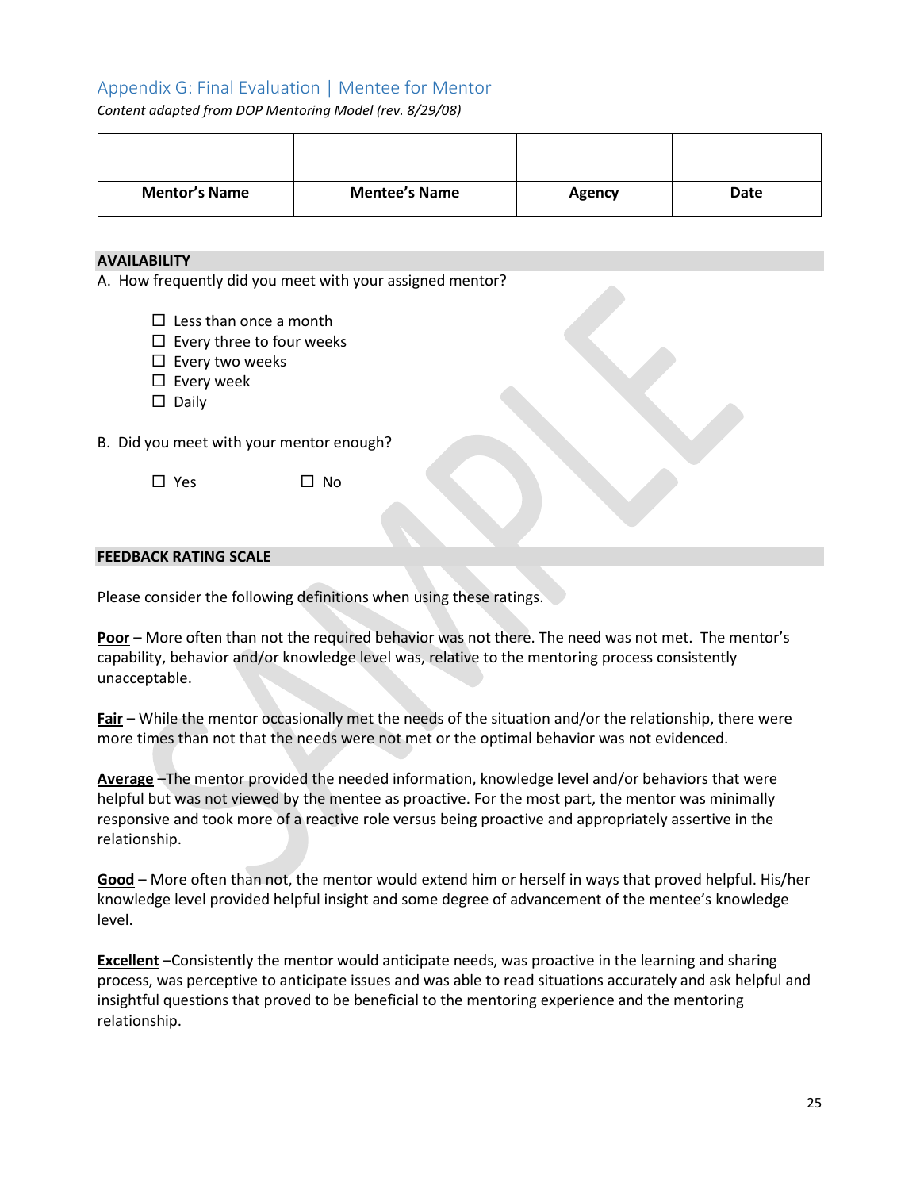## Appendix G: Final Evaluation | Mentee for Mentor

*Content adapted from DOP Mentoring Model (rev. 8/29/08)*

| | | | |
|---|---|---|---|
| **Mentor's Name** | **Mentee's Name** | **Agency** | **Date** |

**AVAILABILITY**

A. How frequently did you meet with your assigned mentor?

- ☐ Less than once a month
- ☐ Every three to four weeks
- ☐ Every two weeks
- ☐ Every week
- ☐ Daily

B. Did you meet with your mentor enough?

☐ Yes ☐ No

**FEEDBACK RATING SCALE**

Please consider the following definitions when using these ratings.

**Poor** – More often than not the required behavior was not there. The need was not met. The mentor's capability, behavior and/or knowledge level was, relative to the mentoring process consistently unacceptable.

**Fair** – While the mentor occasionally met the needs of the situation and/or the relationship, there were more times than not that the needs were not met or the optimal behavior was not evidenced.

**Average** –The mentor provided the needed information, knowledge level and/or behaviors that were helpful but was not viewed by the mentee as proactive. For the most part, the mentor was minimally responsive and took more of a reactive role versus being proactive and appropriately assertive in the relationship.

**Good** – More often than not, the mentor would extend him or herself in ways that proved helpful. His/her knowledge level provided helpful insight and some degree of advancement of the mentee's knowledge level.

**Excellent** –Consistently the mentor would anticipate needs, was proactive in the learning and sharing process, was perceptive to anticipate issues and was able to read situations accurately and ask helpful and insightful questions that proved to be beneficial to the mentoring experience and the mentoring relationship.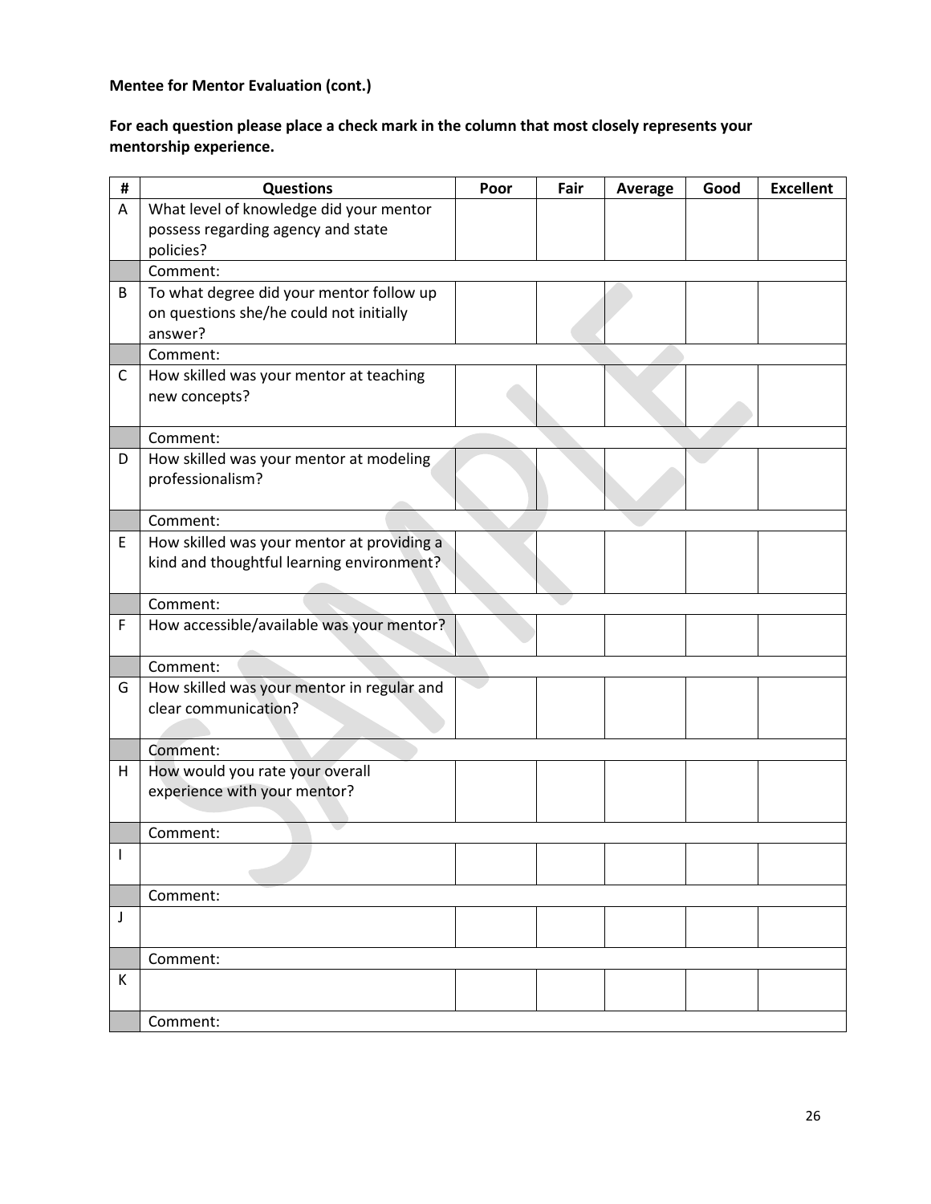**Mentee for Mentor Evaluation (cont.)**

**For each question please place a check mark in the column that most closely represents your mentorship experience.**

| # | Questions | Poor | Fair | Average | Good | Excellent |
|---|---|---|---|---|---|---|
| A | What level of knowledge did your mentor possess regarding agency and state policies? | | | | | |
| | Comment: | | | | | |
| B | To what degree did your mentor follow up on questions she/he could not initially answer? | | | | | |
| | Comment: | | | | | |
| C | How skilled was your mentor at teaching new concepts? | | | | | |
| | Comment: | | | | | |
| D | How skilled was your mentor at modeling professionalism? | | | | | |
| | Comment: | | | | | |
| E | How skilled was your mentor at providing a kind and thoughtful learning environment? | | | | | |
| | Comment: | | | | | |
| F | How accessible/available was your mentor? | | | | | |
| | Comment: | | | | | |
| G | How skilled was your mentor in regular and clear communication? | | | | | |
| | Comment: | | | | | |
| H | How would you rate your overall experience with your mentor? | | | | | |
| | Comment: | | | | | |
| I | | | | | | |
| | Comment: | | | | | |
| J | | | | | | |
| | Comment: | | | | | |
| K | | | | | | |
| | Comment: | | | | | |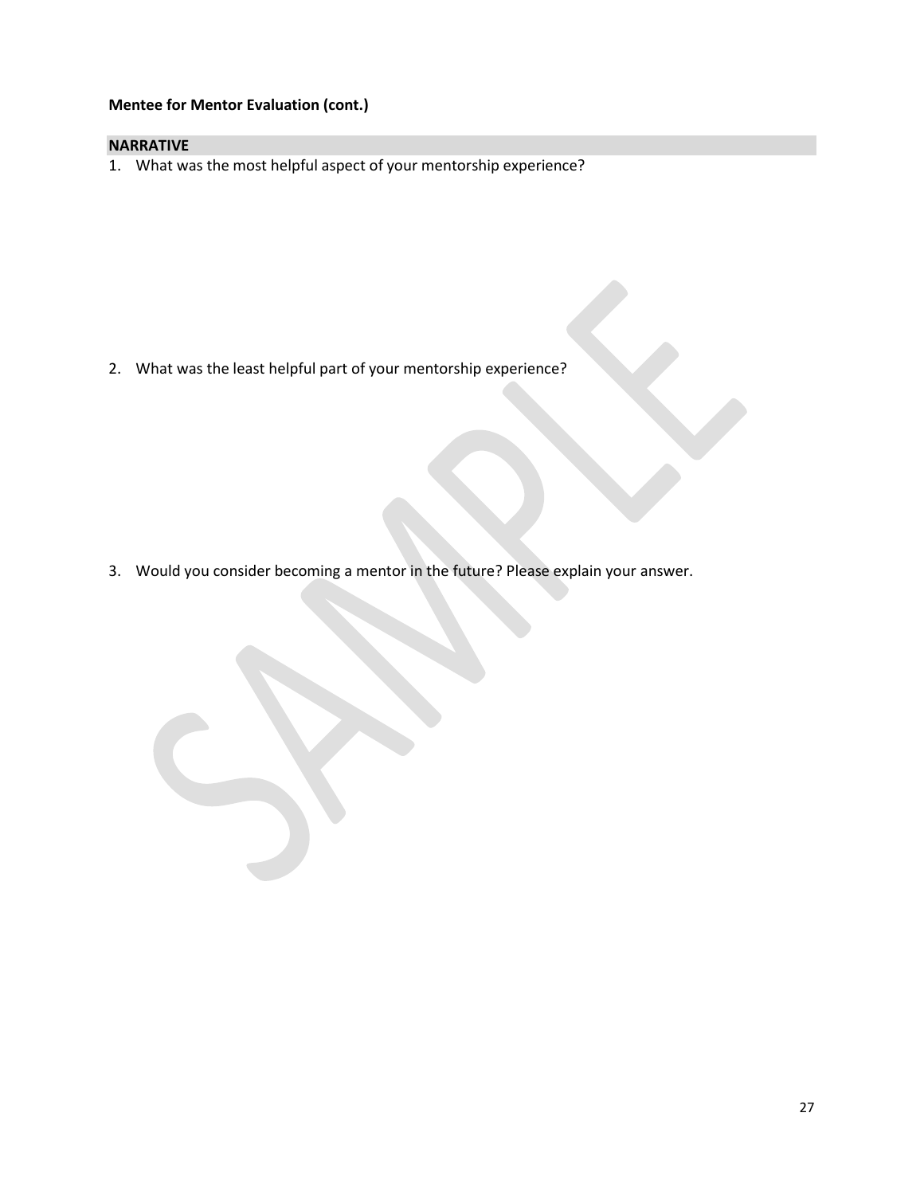**Mentee for Mentor Evaluation (cont.)**

## NARRATIVE

1. What was the most helpful aspect of your mentorship experience?

2. What was the least helpful part of your mentorship experience?

3. Would you consider becoming a mentor in the future? Please explain your answer.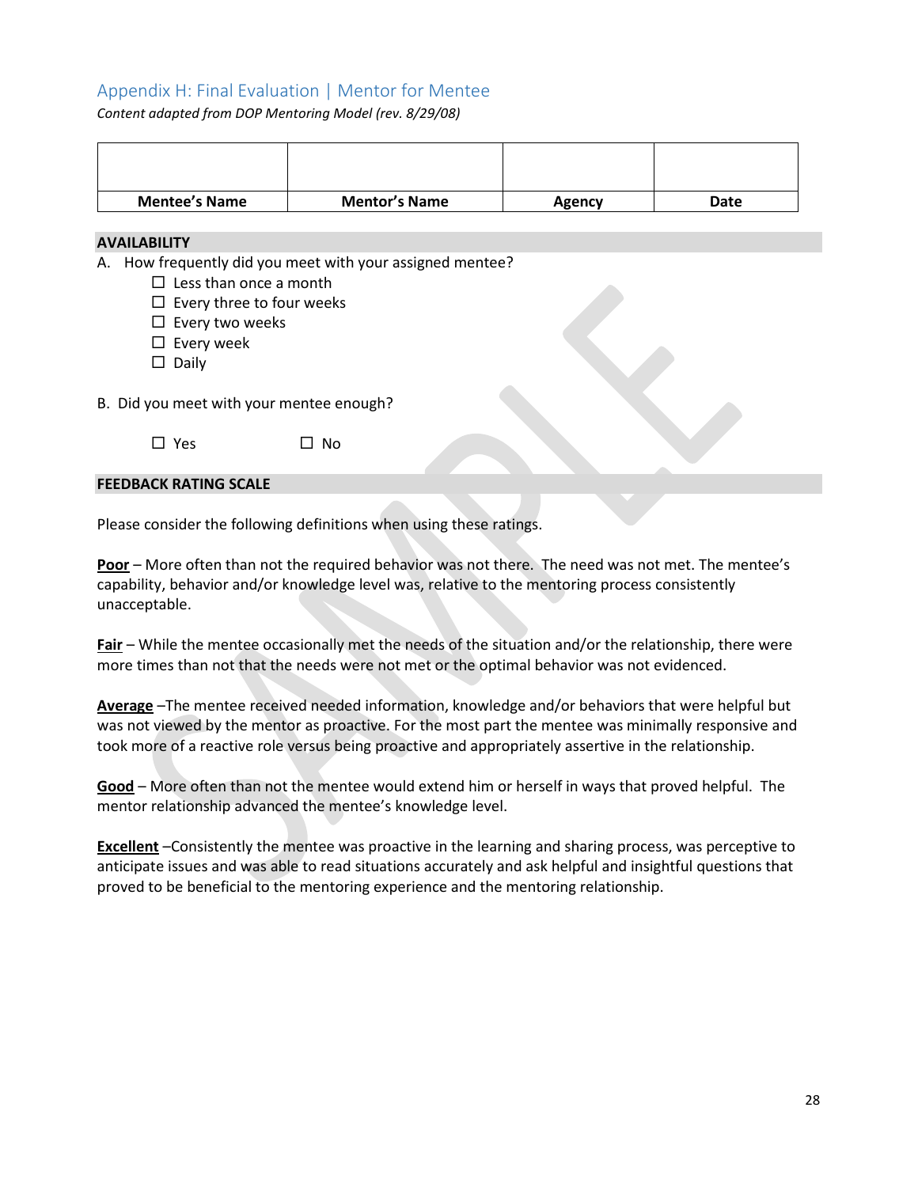## Appendix H: Final Evaluation | Mentor for Mentee

*Content adapted from DOP Mentoring Model (rev. 8/29/08)*

| | | | |
|---|---|---|---|
| **Mentee's Name** | **Mentor's Name** | **Agency** | **Date** |

**AVAILABILITY**

A. How frequently did you meet with your assigned mentee?

- ☐ Less than once a month
- ☐ Every three to four weeks
- ☐ Every two weeks
- ☐ Every week
- ☐ Daily

B. Did you meet with your mentee enough?

☐ Yes ☐ No

**FEEDBACK RATING SCALE**

Please consider the following definitions when using these ratings.

**Poor** – More often than not the required behavior was not there. The need was not met. The mentee's capability, behavior and/or knowledge level was, relative to the mentoring process consistently unacceptable.

**Fair** – While the mentee occasionally met the needs of the situation and/or the relationship, there were more times than not that the needs were not met or the optimal behavior was not evidenced.

**Average** –The mentee received needed information, knowledge and/or behaviors that were helpful but was not viewed by the mentor as proactive. For the most part the mentee was minimally responsive and took more of a reactive role versus being proactive and appropriately assertive in the relationship.

**Good** – More often than not the mentee would extend him or herself in ways that proved helpful. The mentor relationship advanced the mentee's knowledge level.

**Excellent** –Consistently the mentee was proactive in the learning and sharing process, was perceptive to anticipate issues and was able to read situations accurately and ask helpful and insightful questions that proved to be beneficial to the mentoring experience and the mentoring relationship.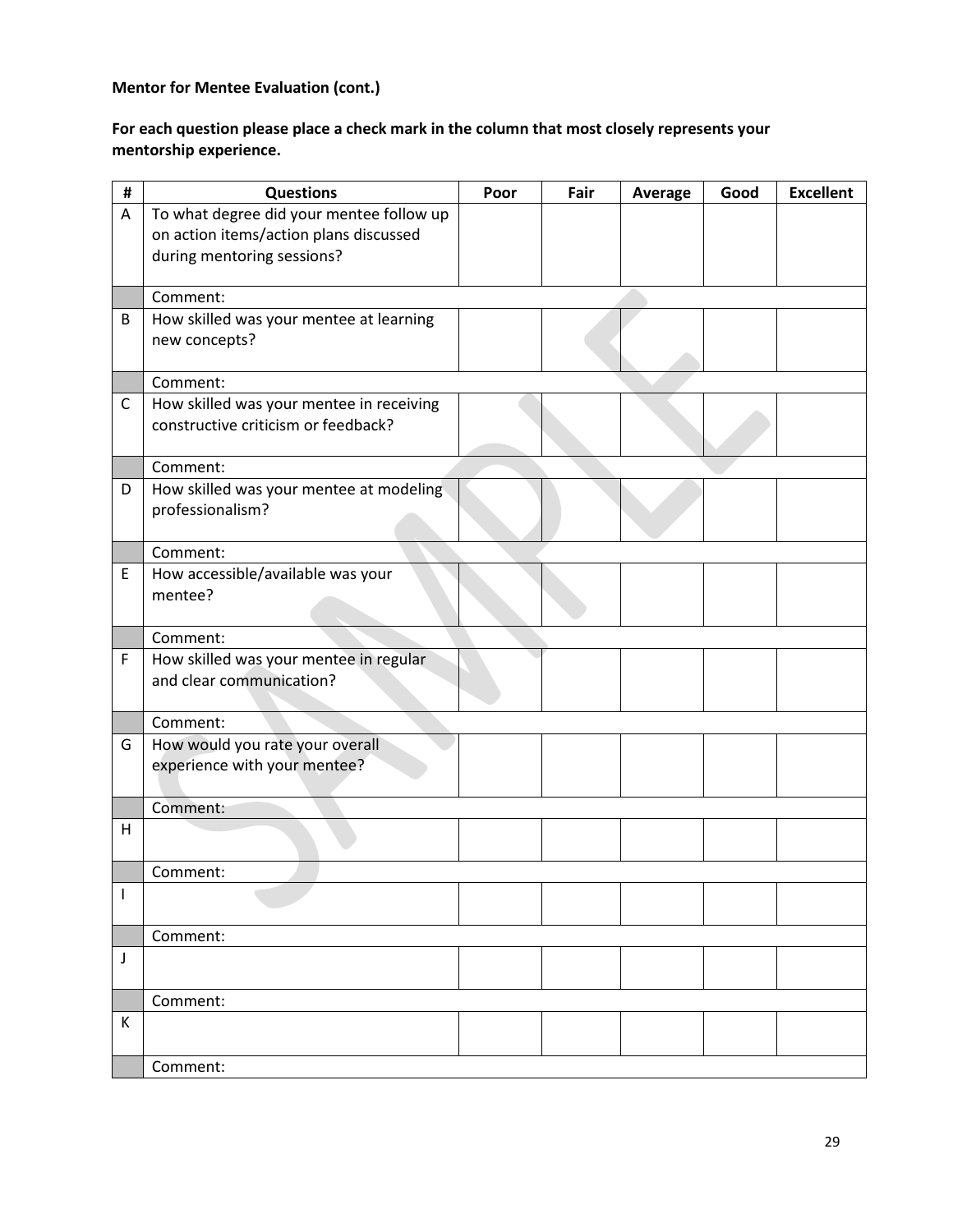**Mentor for Mentee Evaluation (cont.)**

**For each question please place a check mark in the column that most closely represents your mentorship experience.**

| # | Questions | Poor | Fair | Average | Good | Excellent |
|---|---|---|---|---|---|---|
| A | To what degree did your mentee follow up on action items/action plans discussed during mentoring sessions? | | | | | |
| | Comment: | | | | | |
| B | How skilled was your mentee at learning new concepts? | | | | | |
| | Comment: | | | | | |
| C | How skilled was your mentee in receiving constructive criticism or feedback? | | | | | |
| | Comment: | | | | | |
| D | How skilled was your mentee at modeling professionalism? | | | | | |
| | Comment: | | | | | |
| E | How accessible/available was your mentee? | | | | | |
| | Comment: | | | | | |
| F | How skilled was your mentee in regular and clear communication? | | | | | |
| | Comment: | | | | | |
| G | How would you rate your overall experience with your mentee? | | | | | |
| | Comment: | | | | | |
| H | | | | | | |
| | Comment: | | | | | |
| I | | | | | | |
| | Comment: | | | | | |
| J | | | | | | |
| | Comment: | | | | | |
| K | | | | | | |
| | Comment: | | | | | |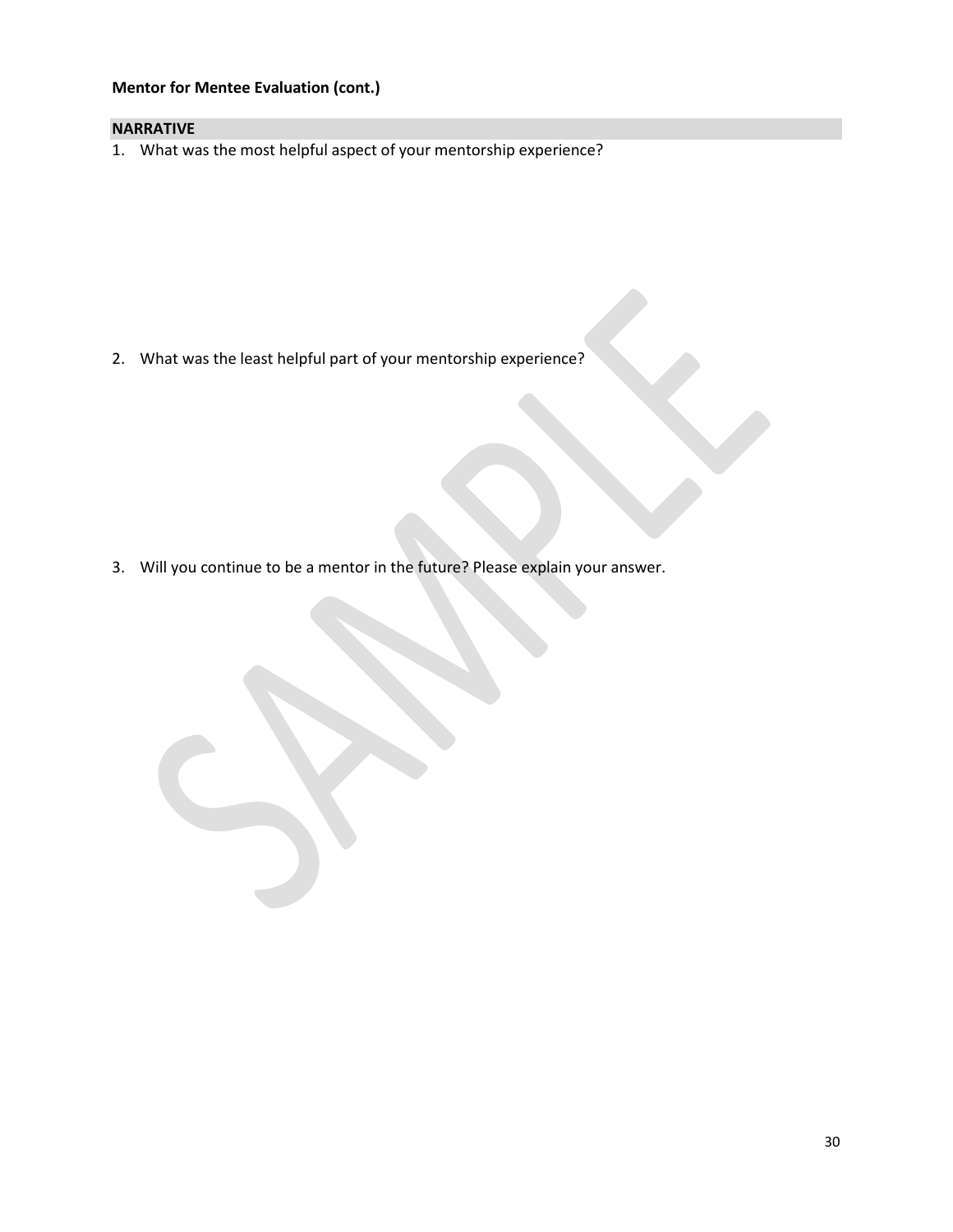**Mentor for Mentee Evaluation (cont.)**

## NARRATIVE

1. What was the most helpful aspect of your mentorship experience?

2. What was the least helpful part of your mentorship experience?

3. Will you continue to be a mentor in the future? Please explain your answer.